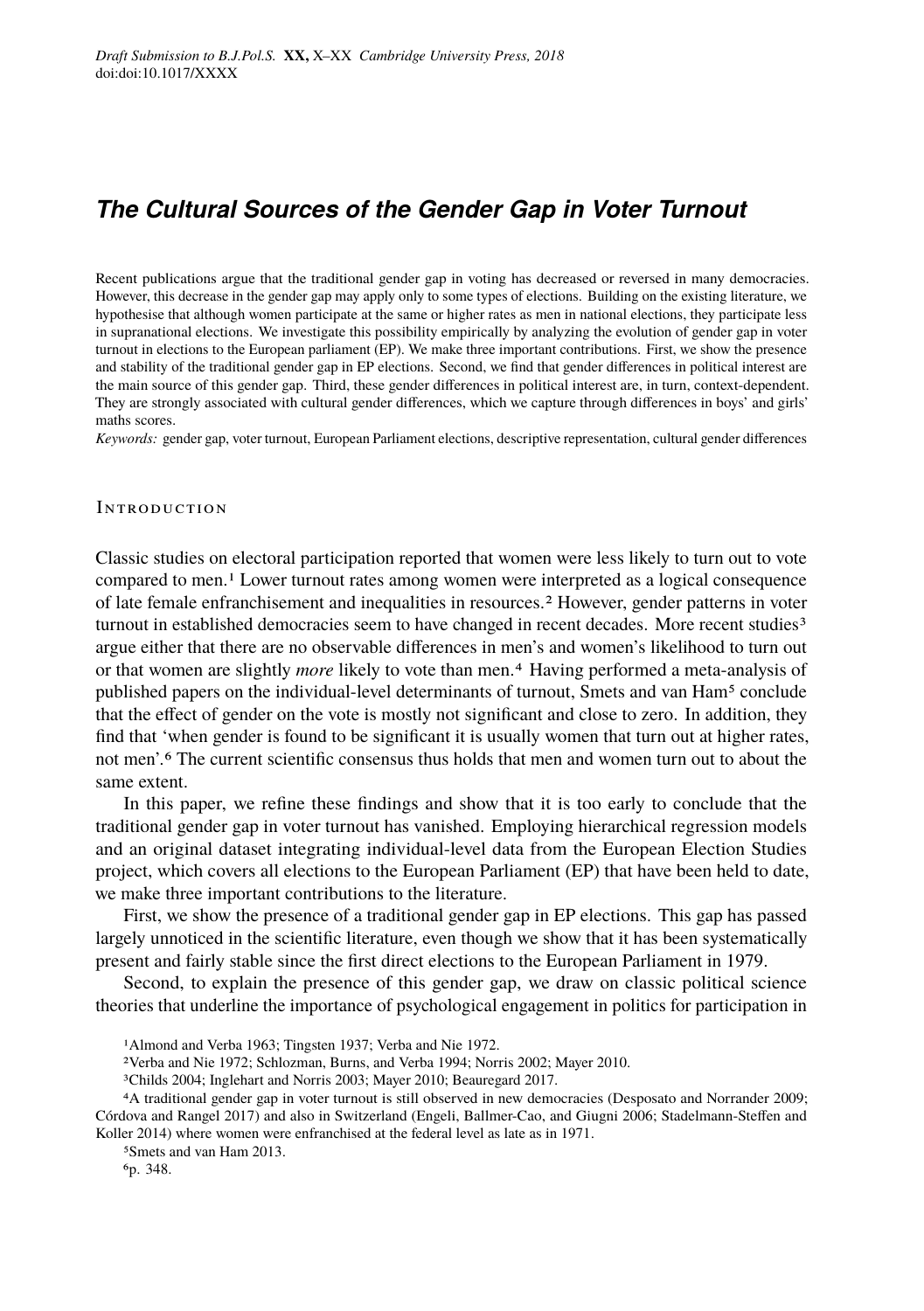# The Cultural Sources of the Gender Gap in Voter Turnout

Recent publications argue that the traditional gender gap in voting has decreased or reversed in many democracies. However, this decrease in the gender gap may apply only to some types of elections. Building on the existing literature, we hypothesise that although women participate at the same or higher rates as men in national elections, they participate less in supranational elections. We investigate this possibility empirically by analyzing the evolution of gender gap in voter turnout in elections to the European parliament (EP). We make three important contributions. First, we show the presence and stability of the traditional gender gap in EP elections. Second, we find that gender differences in political interest are the main source of this gender gap. Third, these gender differences in political interest are, in turn, context-dependent. They are strongly associated with cultural gender differences, which we capture through differences in boys' and girls' maths scores.

*Keywords:* gender gap, voter turnout, European Parliament elections, descriptive representation, cultural gender differences

## Introduction

Classic studies on electoral participation reported that women were less likely to turn out to vote compared to men.[1] Lower turnout rates among women were interpreted as a logical consequence of late female enfranchisement and inequalities in resources.[2] However, gender patterns in voter turnout in established democracies seem to have changed in recent decades. More recent studies[3] argue either that there are no observable differences in men's and women's likelihood to turn out or that women are slightly *more* likely to vote than men.[4] Having performed a meta-analysis of published papers on the individual-level determinants of turnout, Smets and van Ham[5] conclude that the effect of gender on the vote is mostly not significant and close to zero. In addition, they find that 'when gender is found to be significant it is usually women that turn out at higher rates, not men'.[6] The current scientific consensus thus holds that men and women turn out to about the same extent.

In this paper, we refine these findings and show that it is too early to conclude that the traditional gender gap in voter turnout has vanished. Employing hierarchical regression models and an original dataset integrating individual-level data from the European Election Studies project, which covers all elections to the European Parliament (EP) that have been held to date, we make three important contributions to the literature.

First, we show the presence of a traditional gender gap in EP elections. This gap has passed largely unnoticed in the scientific literature, even though we show that it has been systematically present and fairly stable since the first direct elections to the European Parliament in 1979.

Second, to explain the presence of this gender gap, we draw on classic political science theories that underline the importance of psychological engagement in politics for participation in

[1] Almond and Verba 1963; Tingsten 1937; Verba and Nie 1972.

[2] Verba and Nie 1972; Schlozman, Burns, and Verba 1994; Norris 2002; Mayer 2010.

[3] Childs 2004; Inglehart and Norris 2003; Mayer 2010; Beauregard 2017.

[4] A traditional gender gap in voter turnout is still observed in new democracies (Desposato and Norrander 2009; Córdova and Rangel 2017) and also in Switzerland (Engeli, Ballmer-Cao, and Giugni 2006; Stadelmann-Steffen and Koller 2014) where women were enfranchised at the federal level as late as in 1971.

[5] Smets and van Ham 2013.

[6] p. 348.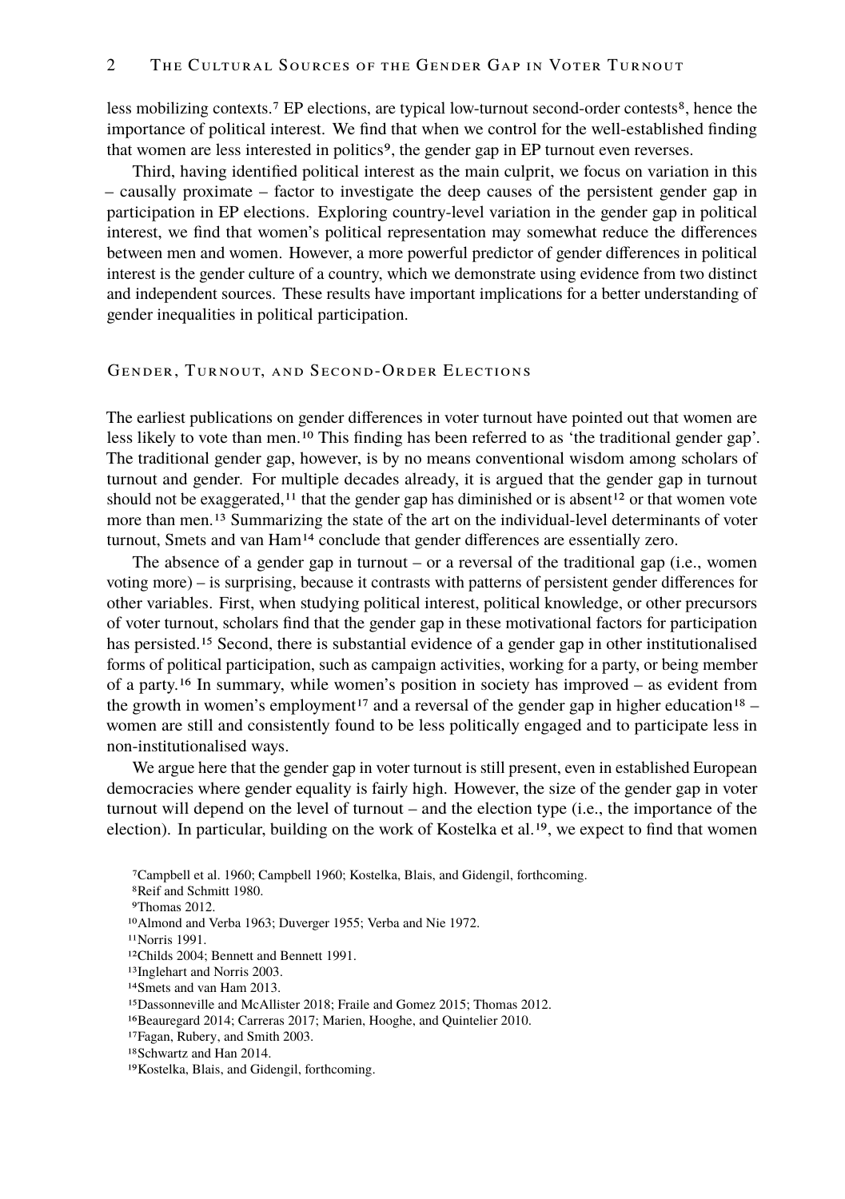less mobilizing contexts.[7] EP elections, are typical low-turnout second-order contests[8], hence the importance of political interest. We find that when we control for the well-established finding that women are less interested in politics[9], the gender gap in EP turnout even reverses.

Third, having identified political interest as the main culprit, we focus on variation in this – causally proximate – factor to investigate the deep causes of the persistent gender gap in participation in EP elections. Exploring country-level variation in the gender gap in political interest, we find that women's political representation may somewhat reduce the differences between men and women. However, a more powerful predictor of gender differences in political interest is the gender culture of a country, which we demonstrate using evidence from two distinct and independent sources. These results have important implications for a better understanding of gender inequalities in political participation.

## Gender, Turnout, and Second-Order Elections

The earliest publications on gender differences in voter turnout have pointed out that women are less likely to vote than men.[10] This finding has been referred to as 'the traditional gender gap'. The traditional gender gap, however, is by no means conventional wisdom among scholars of turnout and gender. For multiple decades already, it is argued that the gender gap in turnout should not be exaggerated,[11] that the gender gap has diminished or is absent[12] or that women vote more than men.[13] Summarizing the state of the art on the individual-level determinants of voter turnout, Smets and van Ham[14] conclude that gender differences are essentially zero.

The absence of a gender gap in turnout – or a reversal of the traditional gap (i.e., women voting more) – is surprising, because it contrasts with patterns of persistent gender differences for other variables. First, when studying political interest, political knowledge, or other precursors of voter turnout, scholars find that the gender gap in these motivational factors for participation has persisted.[15] Second, there is substantial evidence of a gender gap in other institutionalised forms of political participation, such as campaign activities, working for a party, or being member of a party.[16] In summary, while women's position in society has improved – as evident from the growth in women's employment[17] and a reversal of the gender gap in higher education[18] – women are still and consistently found to be less politically engaged and to participate less in non-institutionalised ways.

We argue here that the gender gap in voter turnout is still present, even in established European democracies where gender equality is fairly high. However, the size of the gender gap in voter turnout will depend on the level of turnout – and the election type (i.e., the importance of the election). In particular, building on the work of Kostelka et al.[19], we expect to find that women

[7] Campbell et al. 1960; Campbell 1960; Kostelka, Blais, and Gidengil, forthcoming.
[8] Reif and Schmitt 1980.
[9] Thomas 2012.
[10] Almond and Verba 1963; Duverger 1955; Verba and Nie 1972.
[11] Norris 1991.
[12] Childs 2004; Bennett and Bennett 1991.
[13] Inglehart and Norris 2003.
[14] Smets and van Ham 2013.
[15] Dassonneville and McAllister 2018; Fraile and Gomez 2015; Thomas 2012.
[16] Beauregard 2014; Carreras 2017; Marien, Hooghe, and Quintelier 2010.
[17] Fagan, Rubery, and Smith 2003.
[18] Schwartz and Han 2014.
[19] Kostelka, Blais, and Gidengil, forthcoming.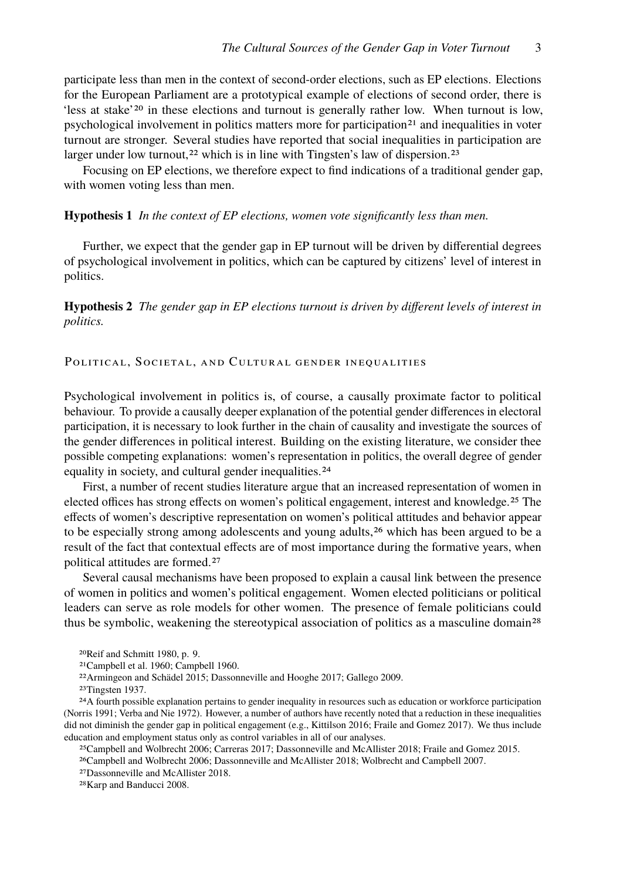participate less than men in the context of second-order elections, such as EP elections. Elections for the European Parliament are a prototypical example of elections of second order, there is 'less at stake'[20] in these elections and turnout is generally rather low. When turnout is low, psychological involvement in politics matters more for participation[21] and inequalities in voter turnout are stronger. Several studies have reported that social inequalities in participation are larger under low turnout,[22] which is in line with Tingsten's law of dispersion.[23]

Focusing on EP elections, we therefore expect to find indications of a traditional gender gap, with women voting less than men.

**Hypothesis 1** *In the context of EP elections, women vote significantly less than men.*

Further, we expect that the gender gap in EP turnout will be driven by differential degrees of psychological involvement in politics, which can be captured by citizens' level of interest in politics.

**Hypothesis 2** *The gender gap in EP elections turnout is driven by different levels of interest in politics.*

## Political, Societal, and Cultural gender inequalities

Psychological involvement in politics is, of course, a causally proximate factor to political behaviour. To provide a causally deeper explanation of the potential gender differences in electoral participation, it is necessary to look further in the chain of causality and investigate the sources of the gender differences in political interest. Building on the existing literature, we consider thee possible competing explanations: women's representation in politics, the overall degree of gender equality in society, and cultural gender inequalities.[24]

First, a number of recent studies literature argue that an increased representation of women in elected offices has strong effects on women's political engagement, interest and knowledge.[25] The effects of women's descriptive representation on women's political attitudes and behavior appear to be especially strong among adolescents and young adults,[26] which has been argued to be a result of the fact that contextual effects are of most importance during the formative years, when political attitudes are formed.[27]

Several causal mechanisms have been proposed to explain a causal link between the presence of women in politics and women's political engagement. Women elected politicians or political leaders can serve as role models for other women. The presence of female politicians could thus be symbolic, weakening the stereotypical association of politics as a masculine domain[28]

[20] Reif and Schmitt 1980, p. 9.

[21] Campbell et al. 1960; Campbell 1960.

[22] Armingeon and Schädel 2015; Dassonneville and Hooghe 2017; Gallego 2009.

[23] Tingsten 1937.

[24] A fourth possible explanation pertains to gender inequality in resources such as education or workforce participation (Norris 1991; Verba and Nie 1972). However, a number of authors have recently noted that a reduction in these inequalities did not diminish the gender gap in political engagement (e.g., Kittilson 2016; Fraile and Gomez 2017). We thus include education and employment status only as control variables in all of our analyses.

[25] Campbell and Wolbrecht 2006; Carreras 2017; Dassonneville and McAllister 2018; Fraile and Gomez 2015.

[26] Campbell and Wolbrecht 2006; Dassonneville and McAllister 2018; Wolbrecht and Campbell 2007.

[27] Dassonneville and McAllister 2018.

[28] Karp and Banducci 2008.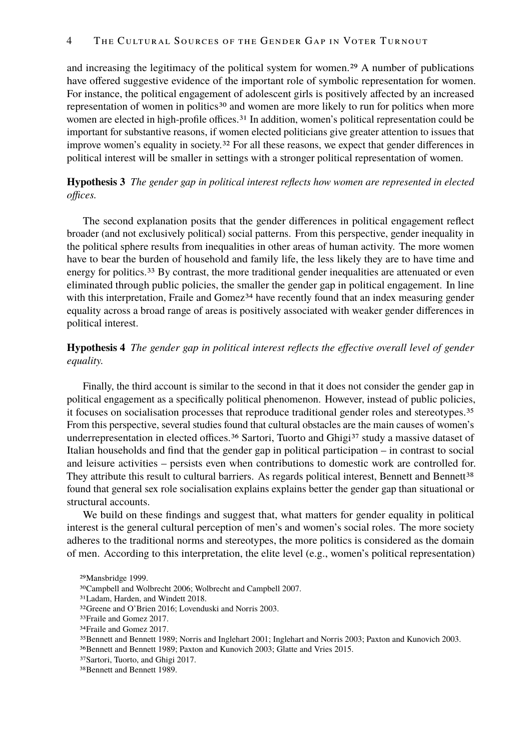and increasing the legitimacy of the political system for women.[29] A number of publications have offered suggestive evidence of the important role of symbolic representation for women. For instance, the political engagement of adolescent girls is positively affected by an increased representation of women in politics[30] and women are more likely to run for politics when more women are elected in high-profile offices.[31] In addition, women's political representation could be important for substantive reasons, if women elected politicians give greater attention to issues that improve women's equality in society.[32] For all these reasons, we expect that gender differences in political interest will be smaller in settings with a stronger political representation of women.

**Hypothesis 3** *The gender gap in political interest reflects how women are represented in elected offices.*

The second explanation posits that the gender differences in political engagement reflect broader (and not exclusively political) social patterns. From this perspective, gender inequality in the political sphere results from inequalities in other areas of human activity. The more women have to bear the burden of household and family life, the less likely they are to have time and energy for politics.[33] By contrast, the more traditional gender inequalities are attenuated or even eliminated through public policies, the smaller the gender gap in political engagement. In line with this interpretation, Fraile and Gomez[34] have recently found that an index measuring gender equality across a broad range of areas is positively associated with weaker gender differences in political interest.

**Hypothesis 4** *The gender gap in political interest reflects the effective overall level of gender equality.*

Finally, the third account is similar to the second in that it does not consider the gender gap in political engagement as a specifically political phenomenon. However, instead of public policies, it focuses on socialisation processes that reproduce traditional gender roles and stereotypes.[35] From this perspective, several studies found that cultural obstacles are the main causes of women's underrepresentation in elected offices.[36] Sartori, Tuorto and Ghigi[37] study a massive dataset of Italian households and find that the gender gap in political participation – in contrast to social and leisure activities – persists even when contributions to domestic work are controlled for. They attribute this result to cultural barriers. As regards political interest, Bennett and Bennett[38] found that general sex role socialisation explains explains better the gender gap than situational or structural accounts.

We build on these findings and suggest that, what matters for gender equality in political interest is the general cultural perception of men's and women's social roles. The more society adheres to the traditional norms and stereotypes, the more politics is considered as the domain of men. According to this interpretation, the elite level (e.g., women's political representation)

[29] Mansbridge 1999.

[30] Campbell and Wolbrecht 2006; Wolbrecht and Campbell 2007.

[31] Ladam, Harden, and Windett 2018.

[32] Greene and O'Brien 2016; Lovenduski and Norris 2003.

[33] Fraile and Gomez 2017.

[34] Fraile and Gomez 2017.

[35] Bennett and Bennett 1989; Norris and Inglehart 2001; Inglehart and Norris 2003; Paxton and Kunovich 2003.

[36] Bennett and Bennett 1989; Paxton and Kunovich 2003; Glatte and Vries 2015.

[37] Sartori, Tuorto, and Ghigi 2017.

[38] Bennett and Bennett 1989.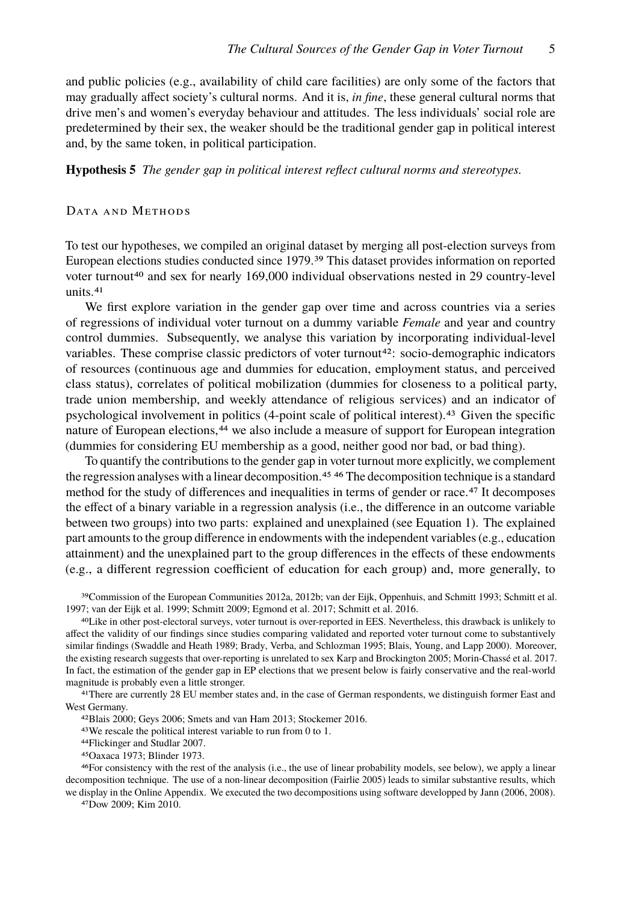and public policies (e.g., availability of child care facilities) are only some of the factors that may gradually affect society's cultural norms. And it is, *in fine*, these general cultural norms that drive men's and women's everyday behaviour and attitudes. The less individuals' social role are predetermined by their sex, the weaker should be the traditional gender gap in political interest and, by the same token, in political participation.

**Hypothesis 5** *The gender gap in political interest reflect cultural norms and stereotypes.*

## Data and Methods

To test our hypotheses, we compiled an original dataset by merging all post-election surveys from European elections studies conducted since 1979.[39] This dataset provides information on reported voter turnout[40] and sex for nearly 169,000 individual observations nested in 29 country-level units.[41]

We first explore variation in the gender gap over time and across countries via a series of regressions of individual voter turnout on a dummy variable *Female* and year and country control dummies. Subsequently, we analyse this variation by incorporating individual-level variables. These comprise classic predictors of voter turnout[42]: socio-demographic indicators of resources (continuous age and dummies for education, employment status, and perceived class status), correlates of political mobilization (dummies for closeness to a political party, trade union membership, and weekly attendance of religious services) and an indicator of psychological involvement in politics (4-point scale of political interest).[43] Given the specific nature of European elections,[44] we also include a measure of support for European integration (dummies for considering EU membership as a good, neither good nor bad, or bad thing).

To quantify the contributions to the gender gap in voter turnout more explicitly, we complement the regression analyses with a linear decomposition.[45] [46] The decomposition technique is a standard method for the study of differences and inequalities in terms of gender or race.[47] It decomposes the effect of a binary variable in a regression analysis (i.e., the difference in an outcome variable between two groups) into two parts: explained and unexplained (see Equation 1). The explained part amounts to the group difference in endowments with the independent variables (e.g., education attainment) and the unexplained part to the group differences in the effects of these endowments (e.g., a different regression coefficient of education for each group) and, more generally, to

[39]Commission of the European Communities 2012a, 2012b; van der Eijk, Oppenhuis, and Schmitt 1993; Schmitt et al. 1997; van der Eijk et al. 1999; Schmitt 2009; Egmond et al. 2017; Schmitt et al. 2016.

[40]Like in other post-electoral surveys, voter turnout is over-reported in EES. Nevertheless, this drawback is unlikely to affect the validity of our findings since studies comparing validated and reported voter turnout come to substantively similar findings (Swaddle and Heath 1989; Brady, Verba, and Schlozman 1995; Blais, Young, and Lapp 2000). Moreover, the existing research suggests that over-reporting is unrelated to sex Karp and Brockington 2005; Morin-Chassé et al. 2017. In fact, the estimation of the gender gap in EP elections that we present below is fairly conservative and the real-world magnitude is probably even a little stronger.

[41]There are currently 28 EU member states and, in the case of German respondents, we distinguish former East and West Germany.

[42]Blais 2000; Geys 2006; Smets and van Ham 2013; Stockemer 2016.

[43]We rescale the political interest variable to run from 0 to 1.

[44]Flickinger and Studlar 2007.

[45]Oaxaca 1973; Blinder 1973.

[46]For consistency with the rest of the analysis (i.e., the use of linear probability models, see below), we apply a linear decomposition technique. The use of a non-linear decomposition (Fairlie 2005) leads to similar substantive results, which we display in the Online Appendix. We executed the two decompositions using software developped by Jann (2006, 2008).

[47]Dow 2009; Kim 2010.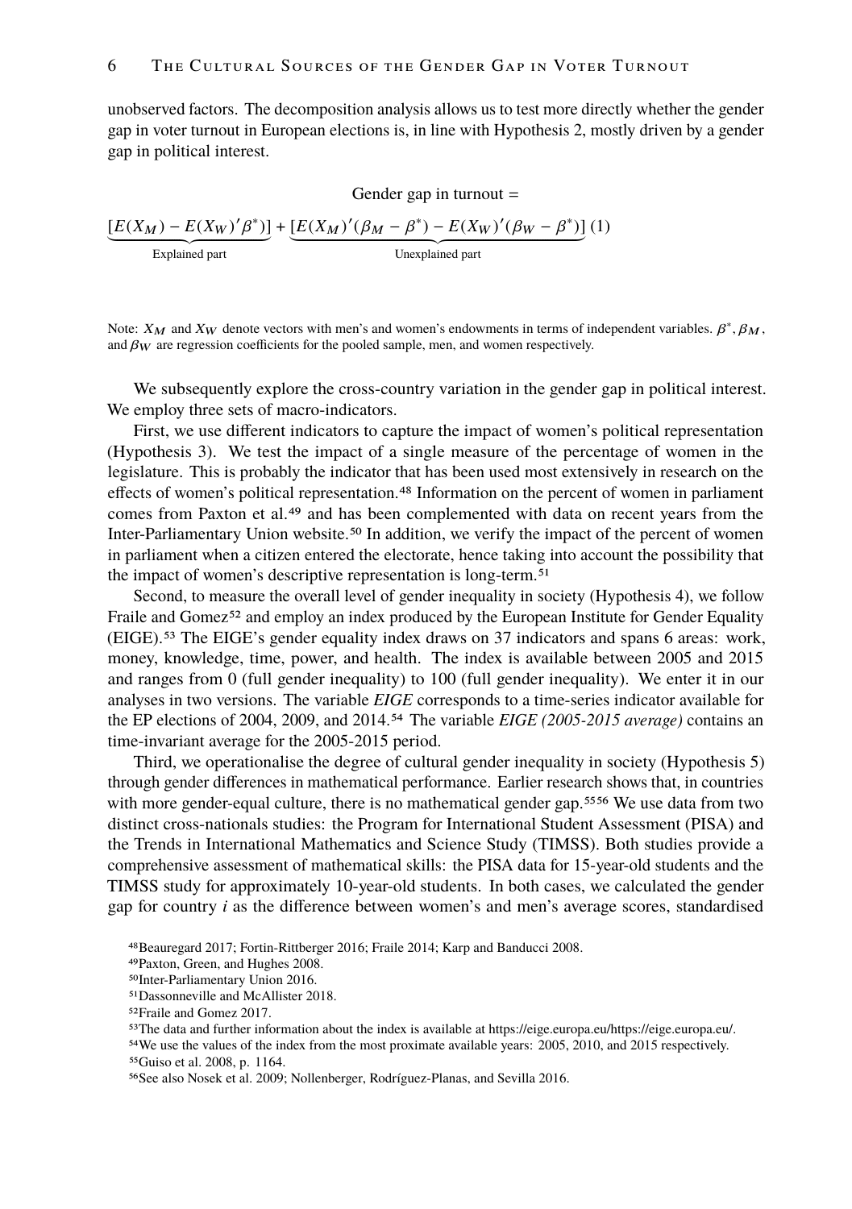unobserved factors. The decomposition analysis allows us to test more directly whether the gender gap in voter turnout in European elections is, in line with Hypothesis 2, mostly driven by a gender gap in political interest.

$$\text{Gender gap in turnout} = \underbrace{[E(X_M) - E(X_W)'\beta^*)]}_{\text{Explained part}} + \underbrace{[E(X_M)'(\beta_M - \beta^*) - E(X_W)'(\beta_W - \beta^*)]}_{\text{Unexplained part}} \quad (1)$$

Note: $X_M$ and $X_W$ denote vectors with men's and women's endowments in terms of independent variables. $\beta^*$, $\beta_M$, and $\beta_W$ are regression coefficients for the pooled sample, men, and women respectively.

We subsequently explore the cross-country variation in the gender gap in political interest. We employ three sets of macro-indicators.

First, we use different indicators to capture the impact of women's political representation (Hypothesis 3). We test the impact of a single measure of the percentage of women in the legislature. This is probably the indicator that has been used most extensively in research on the effects of women's political representation.[48] Information on the percent of women in parliament comes from Paxton et al.[49] and has been complemented with data on recent years from the Inter-Parliamentary Union website.[50] In addition, we verify the impact of the percent of women in parliament when a citizen entered the electorate, hence taking into account the possibility that the impact of women's descriptive representation is long-term.[51]

Second, to measure the overall level of gender inequality in society (Hypothesis 4), we follow Fraile and Gomez[52] and employ an index produced by the European Institute for Gender Equality (EIGE).[53] The EIGE's gender equality index draws on 37 indicators and spans 6 areas: work, money, knowledge, time, power, and health. The index is available between 2005 and 2015 and ranges from 0 (full gender inequality) to 100 (full gender inequality). We enter it in our analyses in two versions. The variable *EIGE* corresponds to a time-series indicator available for the EP elections of 2004, 2009, and 2014.[54] The variable *EIGE (2005-2015 average)* contains an time-invariant average for the 2005-2015 period.

Third, we operationalise the degree of cultural gender inequality in society (Hypothesis 5) through gender differences in mathematical performance. Earlier research shows that, in countries with more gender-equal culture, there is no mathematical gender gap.[55][56] We use data from two distinct cross-nationals studies: the Program for International Student Assessment (PISA) and the Trends in International Mathematics and Science Study (TIMSS). Both studies provide a comprehensive assessment of mathematical skills: the PISA data for 15-year-old students and the TIMSS study for approximately 10-year-old students. In both cases, we calculated the gender gap for country $i$ as the difference between women's and men's average scores, standardised

[48] Beauregard 2017; Fortin-Rittberger 2016; Fraile 2014; Karp and Banducci 2008.

[49] Paxton, Green, and Hughes 2008.

[50] Inter-Parliamentary Union 2016.

[51] Dassonneville and McAllister 2018.

[52] Fraile and Gomez 2017.

[53] The data and further information about the index is available at https://eige.europa.eu/https://eige.europa.eu/.

[54] We use the values of the index from the most proximate available years: 2005, 2010, and 2015 respectively.

[55] Guiso et al. 2008, p. 1164.

[56] See also Nosek et al. 2009; Nollenberger, Rodríguez-Planas, and Sevilla 2016.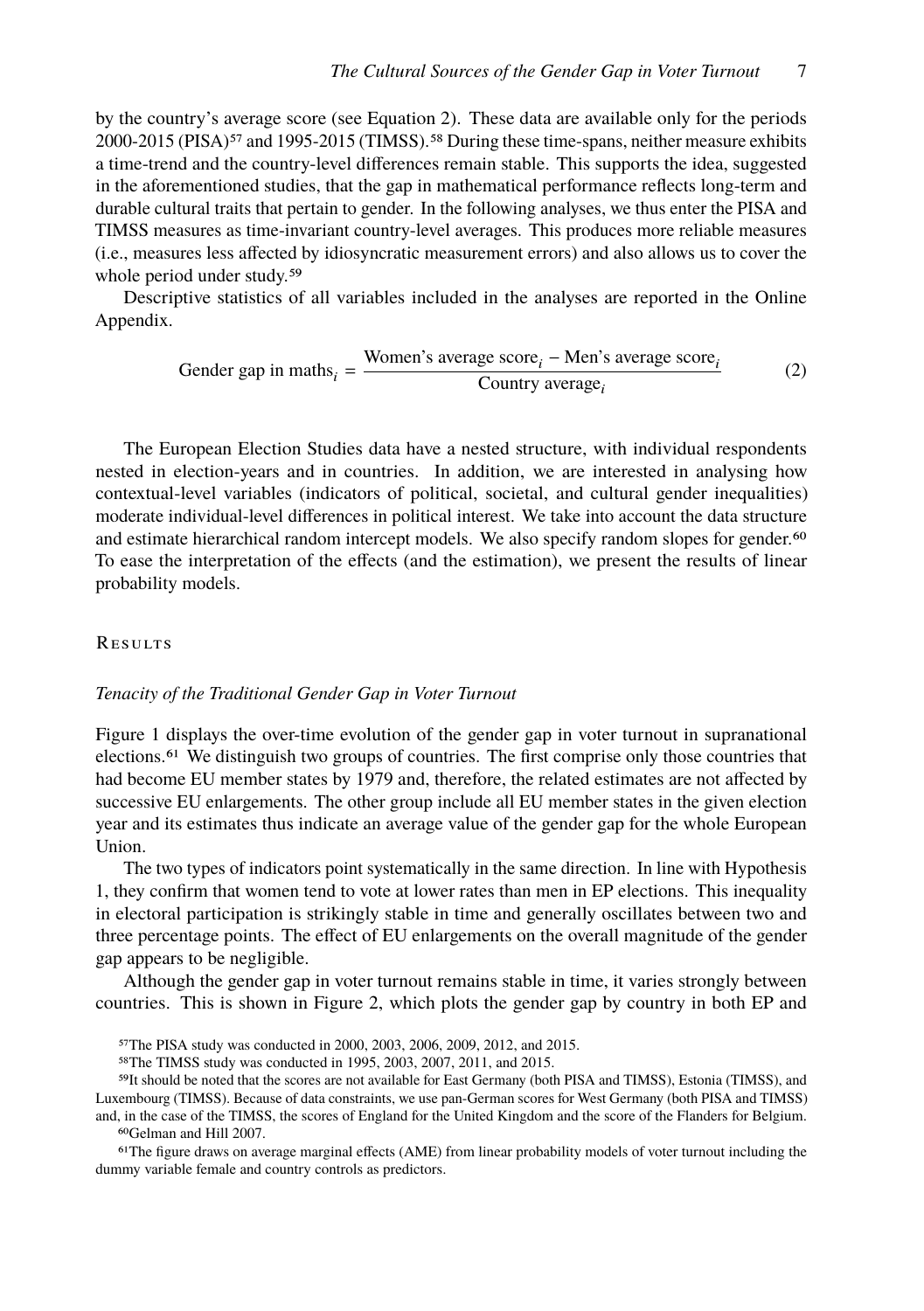by the country's average score (see Equation 2). These data are available only for the periods 2000-2015 (PISA)[57] and 1995-2015 (TIMSS).[58] During these time-spans, neither measure exhibits a time-trend and the country-level differences remain stable. This supports the idea, suggested in the aforementioned studies, that the gap in mathematical performance reflects long-term and durable cultural traits that pertain to gender. In the following analyses, we thus enter the PISA and TIMSS measures as time-invariant country-level averages. This produces more reliable measures (i.e., measures less affected by idiosyncratic measurement errors) and also allows us to cover the whole period under study.[59]

Descriptive statistics of all variables included in the analyses are reported in the Online Appendix.

$$\text{Gender gap in maths}_i = \frac{\text{Women's average score}_i - \text{Men's average score}_i}{\text{Country average}_i} \tag{2}$$

The European Election Studies data have a nested structure, with individual respondents nested in election-years and in countries. In addition, we are interested in analysing how contextual-level variables (indicators of political, societal, and cultural gender inequalities) moderate individual-level differences in political interest. We take into account the data structure and estimate hierarchical random intercept models. We also specify random slopes for gender.[60] To ease the interpretation of the effects (and the estimation), we present the results of linear probability models.

## Results

### *Tenacity of the Traditional Gender Gap in Voter Turnout*

Figure 1 displays the over-time evolution of the gender gap in voter turnout in supranational elections.[61] We distinguish two groups of countries. The first comprise only those countries that had become EU member states by 1979 and, therefore, the related estimates are not affected by successive EU enlargements. The other group include all EU member states in the given election year and its estimates thus indicate an average value of the gender gap for the whole European Union.

The two types of indicators point systematically in the same direction. In line with Hypothesis 1, they confirm that women tend to vote at lower rates than men in EP elections. This inequality in electoral participation is strikingly stable in time and generally oscillates between two and three percentage points. The effect of EU enlargements on the overall magnitude of the gender gap appears to be negligible.

Although the gender gap in voter turnout remains stable in time, it varies strongly between countries. This is shown in Figure 2, which plots the gender gap by country in both EP and

[57] The PISA study was conducted in 2000, 2003, 2006, 2009, 2012, and 2015.

[58] The TIMSS study was conducted in 1995, 2003, 2007, 2011, and 2015.

[59] It should be noted that the scores are not available for East Germany (both PISA and TIMSS), Estonia (TIMSS), and Luxembourg (TIMSS). Because of data constraints, we use pan-German scores for West Germany (both PISA and TIMSS) and, in the case of the TIMSS, the scores of England for the United Kingdom and the score of the Flanders for Belgium.

[60] Gelman and Hill 2007.

[61] The figure draws on average marginal effects (AME) from linear probability models of voter turnout including the dummy variable female and country controls as predictors.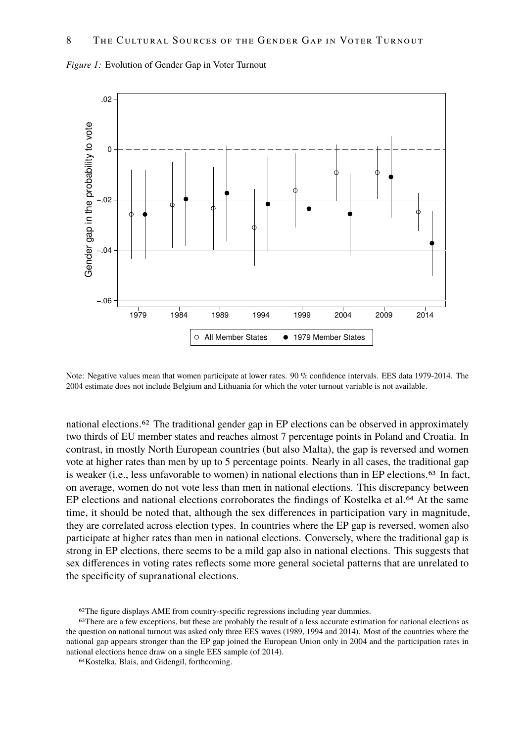*Figure 1:* Evolution of Gender Gap in Voter Turnout

Note: Negative values mean that women participate at lower rates. 90 % confidence intervals. EES data 1979-2014. The 2004 estimate does not include Belgium and Lithuania for which the voter turnout variable is not available.

national elections.[62] The traditional gender gap in EP elections can be observed in approximately two thirds of EU member states and reaches almost 7 percentage points in Poland and Croatia. In contrast, in mostly North European countries (but also Malta), the gap is reversed and women vote at higher rates than men by up to 5 percentage points. Nearly in all cases, the traditional gap is weaker (i.e., less unfavorable to women) in national elections than in EP elections.[63] In fact, on average, women do not vote less than men in national elections. This discrepancy between EP elections and national elections corroborates the findings of Kostelka et al.[64] At the same time, it should be noted that, although the sex differences in participation vary in magnitude, they are correlated across election types. In countries where the EP gap is reversed, women also participate at higher rates than men in national elections. Conversely, where the traditional gap is strong in EP elections, there seems to be a mild gap also in national elections. This suggests that sex differences in voting rates reflects some more general societal patterns that are unrelated to the specificity of supranational elections.

[62]The figure displays AME from country-specific regressions including year dummies.

[63]There are a few exceptions, but these are probably the result of a less accurate estimation for national elections as the question on national turnout was asked only three EES waves (1989, 1994 and 2014). Most of the countries where the national gap appears stronger than the EP gap joined the European Union only in 2004 and the participation rates in national elections hence draw on a single EES sample (of 2014).

[64]Kostelka, Blais, and Gidengil, forthcoming.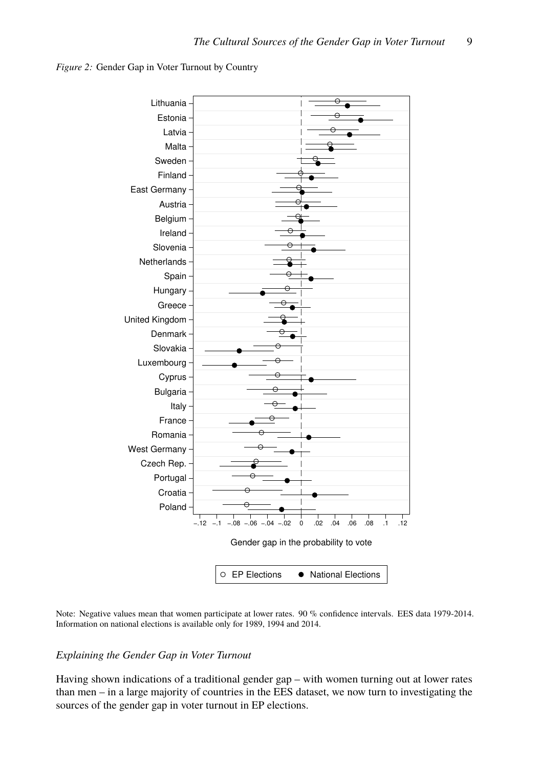*Figure 2:* Gender Gap in Voter Turnout by Country

Note: Negative values mean that women participate at lower rates. 90 % confidence intervals. EES data 1979-2014. Information on national elections is available only for 1989, 1994 and 2014.

### *Explaining the Gender Gap in Voter Turnout*

Having shown indications of a traditional gender gap – with women turning out at lower rates than men – in a large majority of countries in the EES dataset, we now turn to investigating the sources of the gender gap in voter turnout in EP elections.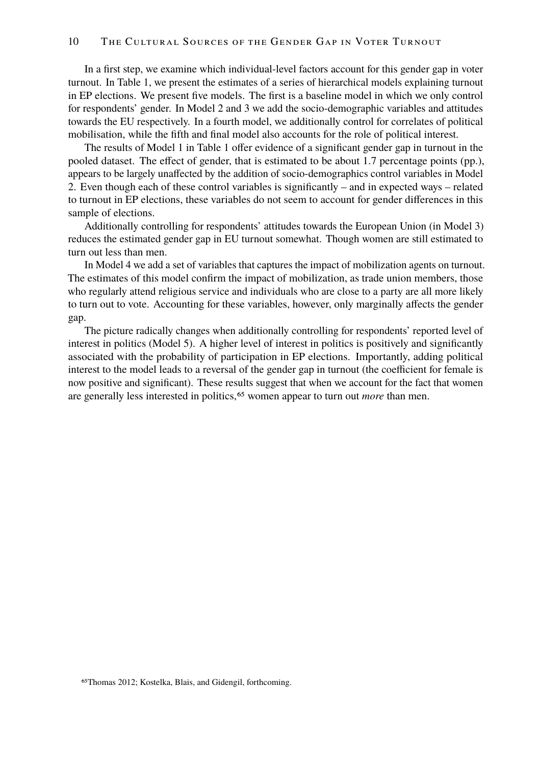In a first step, we examine which individual-level factors account for this gender gap in voter turnout. In Table 1, we present the estimates of a series of hierarchical models explaining turnout in EP elections. We present five models. The first is a baseline model in which we only control for respondents' gender. In Model 2 and 3 we add the socio-demographic variables and attitudes towards the EU respectively. In a fourth model, we additionally control for correlates of political mobilisation, while the fifth and final model also accounts for the role of political interest.

The results of Model 1 in Table 1 offer evidence of a significant gender gap in turnout in the pooled dataset. The effect of gender, that is estimated to be about 1.7 percentage points (pp.), appears to be largely unaffected by the addition of socio-demographics control variables in Model 2. Even though each of these control variables is significantly – and in expected ways – related to turnout in EP elections, these variables do not seem to account for gender differences in this sample of elections.

Additionally controlling for respondents' attitudes towards the European Union (in Model 3) reduces the estimated gender gap in EU turnout somewhat. Though women are still estimated to turn out less than men.

In Model 4 we add a set of variables that captures the impact of mobilization agents on turnout. The estimates of this model confirm the impact of mobilization, as trade union members, those who regularly attend religious service and individuals who are close to a party are all more likely to turn out to vote. Accounting for these variables, however, only marginally affects the gender gap.

The picture radically changes when additionally controlling for respondents' reported level of interest in politics (Model 5). A higher level of interest in politics is positively and significantly associated with the probability of participation in EP elections. Importantly, adding political interest to the model leads to a reversal of the gender gap in turnout (the coefficient for female is now positive and significant). These results suggest that when we account for the fact that women are generally less interested in politics,[65] women appear to turn out *more* than men.

[65] Thomas 2012; Kostelka, Blais, and Gidengil, forthcoming.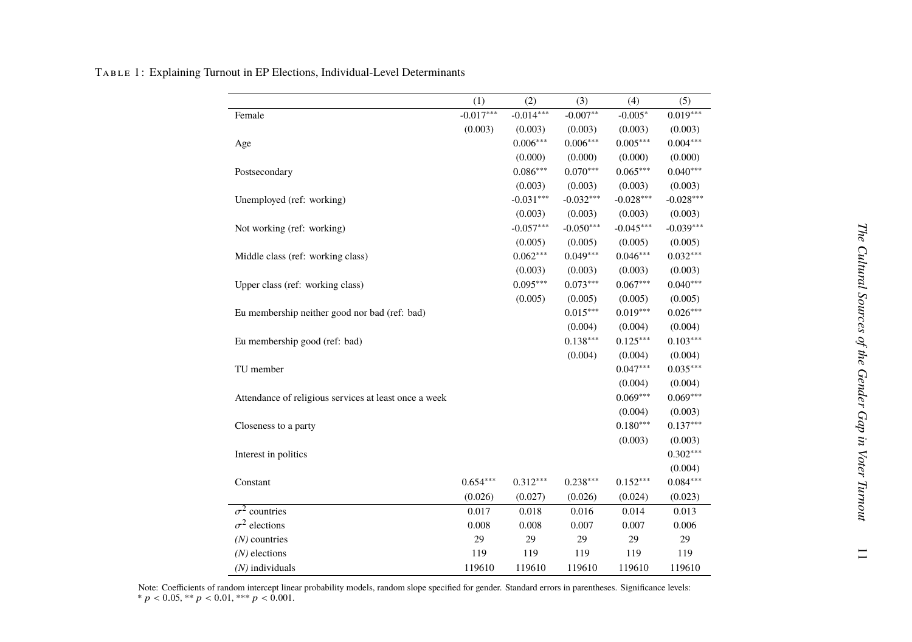TABLE 1: Explaining Turnout in EP Elections, Individual-Level Determinants

| | (1) | (2) | (3) | (4) | (5) |
|---|---|---|---|---|---|
| Female | -0.017*** | -0.014*** | -0.007** | -0.005* | 0.019*** |
| | (0.003) | (0.003) | (0.003) | (0.003) | (0.003) |
| Age | | 0.006*** | 0.006*** | 0.005*** | 0.004*** |
| | | (0.000) | (0.000) | (0.000) | (0.000) |
| Postsecondary | | 0.086*** | 0.070*** | 0.065*** | 0.040*** |
| | | (0.003) | (0.003) | (0.003) | (0.003) |
| Unemployed (ref: working) | | -0.031*** | -0.032*** | -0.028*** | -0.028*** |
| | | (0.003) | (0.003) | (0.003) | (0.003) |
| Not working (ref: working) | | -0.057*** | -0.050*** | -0.045*** | -0.039*** |
| | | (0.005) | (0.005) | (0.005) | (0.005) |
| Middle class (ref: working class) | | 0.062*** | 0.049*** | 0.046*** | 0.032*** |
| | | (0.003) | (0.003) | (0.003) | (0.003) |
| Upper class (ref: working class) | | 0.095*** | 0.073*** | 0.067*** | 0.040*** |
| | | (0.005) | (0.005) | (0.005) | (0.005) |
| Eu membership neither good nor bad (ref: bad) | | | 0.015*** | 0.019*** | 0.026*** |
| | | | (0.004) | (0.004) | (0.004) |
| Eu membership good (ref: bad) | | | 0.138*** | 0.125*** | 0.103*** |
| | | | (0.004) | (0.004) | (0.004) |
| TU member | | | | 0.047*** | 0.035*** |
| | | | | (0.004) | (0.004) |
| Attendance of religious services at least once a week | | | | 0.069*** | 0.069*** |
| | | | | (0.004) | (0.003) |
| Closeness to a party | | | | 0.180*** | 0.137*** |
| | | | | (0.003) | (0.003) |
| Interest in politics | | | | | 0.302*** |
| | | | | | (0.004) |
| Constant | 0.654*** | 0.312*** | 0.238*** | 0.152*** | 0.084*** |
| | (0.026) | (0.027) | (0.026) | (0.024) | (0.023) |
| $\sigma^2$ countries | 0.017 | 0.018 | 0.016 | 0.014 | 0.013 |
| $\sigma^2$ elections | 0.008 | 0.008 | 0.007 | 0.007 | 0.006 |
| *(N)* countries | 29 | 29 | 29 | 29 | 29 |
| *(N)* elections | 119 | 119 | 119 | 119 | 119 |
| *(N)* individuals | 119610 | 119610 | 119610 | 119610 | 119610 |

Note: Coefficients of random intercept linear probability models, random slope specified for gender. Standard errors in parentheses. Significance levels: * $p < 0.05$, ** $p < 0.01$, *** $p < 0.001$.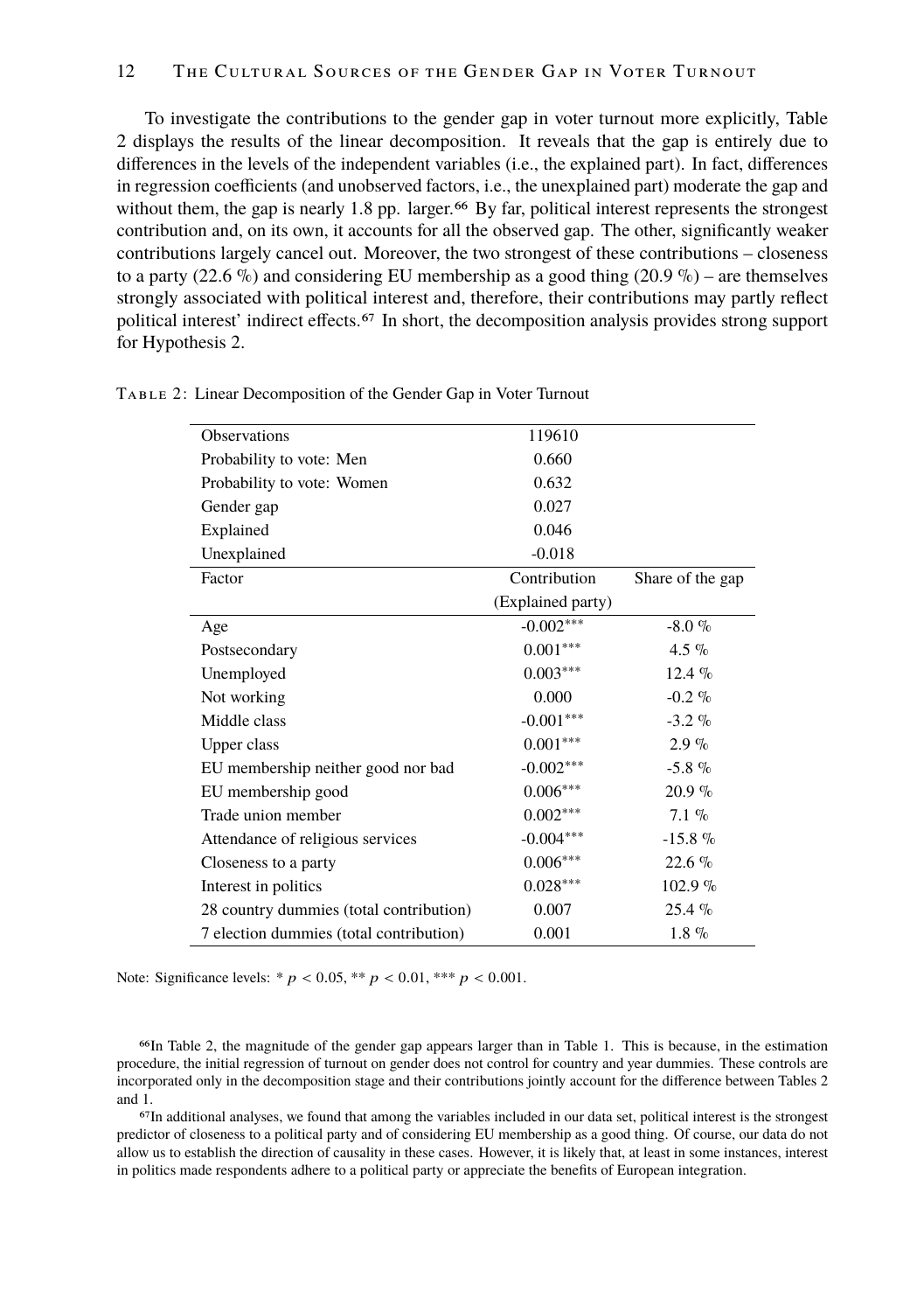To investigate the contributions to the gender gap in voter turnout more explicitly, Table 2 displays the results of the linear decomposition. It reveals that the gap is entirely due to differences in the levels of the independent variables (i.e., the explained part). In fact, differences in regression coefficients (and unobserved factors, i.e., the unexplained part) moderate the gap and without them, the gap is nearly 1.8 pp. larger.[66] By far, political interest represents the strongest contribution and, on its own, it accounts for all the observed gap. The other, significantly weaker contributions largely cancel out. Moreover, the two strongest of these contributions – closeness to a party (22.6 %) and considering EU membership as a good thing (20.9 %) – are themselves strongly associated with political interest and, therefore, their contributions may partly reflect political interest' indirect effects.[67] In short, the decomposition analysis provides strong support for Hypothesis 2.

Table 2: Linear Decomposition of the Gender Gap in Voter Turnout

| | | |
|---|---|---|
| Observations | 119610 | |
| Probability to vote: Men | 0.660 | |
| Probability to vote: Women | 0.632 | |
| Gender gap | 0.027 | |
| Explained | 0.046 | |
| Unexplained | -0.018 | |
| **Factor** | **Contribution (Explained party)** | **Share of the gap** |
| Age | -0.002*** | -8.0 % |
| Postsecondary | 0.001*** | 4.5 % |
| Unemployed | 0.003*** | 12.4 % |
| Not working | 0.000 | -0.2 % |
| Middle class | -0.001*** | -3.2 % |
| Upper class | 0.001*** | 2.9 % |
| EU membership neither good nor bad | -0.002*** | -5.8 % |
| EU membership good | 0.006*** | 20.9 % |
| Trade union member | 0.002*** | 7.1 % |
| Attendance of religious services | -0.004*** | -15.8 % |
| Closeness to a party | 0.006*** | 22.6 % |
| Interest in politics | 0.028*** | 102.9 % |
| 28 country dummies (total contribution) | 0.007 | 25.4 % |
| 7 election dummies (total contribution) | 0.001 | 1.8 % |

Note: Significance levels: * $p < 0.05$, ** $p < 0.01$, *** $p < 0.001$.

[66] In Table 2, the magnitude of the gender gap appears larger than in Table 1. This is because, in the estimation procedure, the initial regression of turnout on gender does not control for country and year dummies. These controls are incorporated only in the decomposition stage and their contributions jointly account for the difference between Tables 2 and 1.

[67] In additional analyses, we found that among the variables included in our data set, political interest is the strongest predictor of closeness to a political party and of considering EU membership as a good thing. Of course, our data do not allow us to establish the direction of causality in these cases. However, it is likely that, at least in some instances, interest in politics made respondents adhere to a political party or appreciate the benefits of European integration.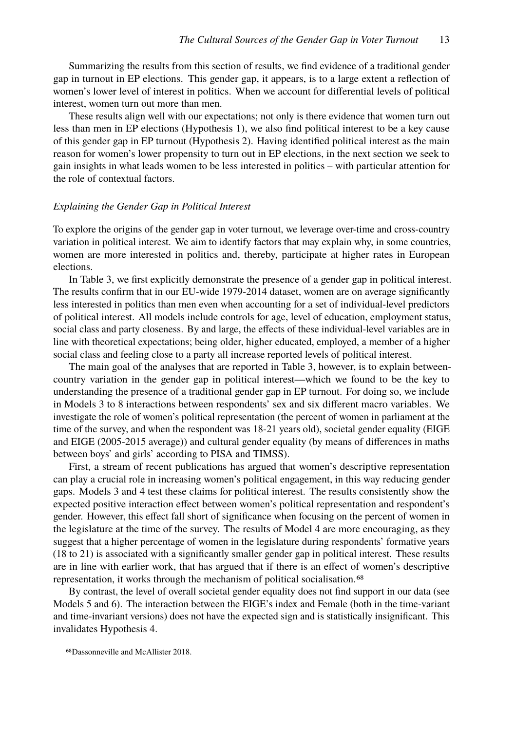Summarizing the results from this section of results, we find evidence of a traditional gender gap in turnout in EP elections. This gender gap, it appears, is to a large extent a reflection of women's lower level of interest in politics. When we account for differential levels of political interest, women turn out more than men.

These results align well with our expectations; not only is there evidence that women turn out less than men in EP elections (Hypothesis 1), we also find political interest to be a key cause of this gender gap in EP turnout (Hypothesis 2). Having identified political interest as the main reason for women's lower propensity to turn out in EP elections, in the next section we seek to gain insights in what leads women to be less interested in politics – with particular attention for the role of contextual factors.

### *Explaining the Gender Gap in Political Interest*

To explore the origins of the gender gap in voter turnout, we leverage over-time and cross-country variation in political interest. We aim to identify factors that may explain why, in some countries, women are more interested in politics and, thereby, participate at higher rates in European elections.

In Table 3, we first explicitly demonstrate the presence of a gender gap in political interest. The results confirm that in our EU-wide 1979-2014 dataset, women are on average significantly less interested in politics than men even when accounting for a set of individual-level predictors of political interest. All models include controls for age, level of education, employment status, social class and party closeness. By and large, the effects of these individual-level variables are in line with theoretical expectations; being older, higher educated, employed, a member of a higher social class and feeling close to a party all increase reported levels of political interest.

The main goal of the analyses that are reported in Table 3, however, is to explain between-country variation in the gender gap in political interest—which we found to be the key to understanding the presence of a traditional gender gap in EP turnout. For doing so, we include in Models 3 to 8 interactions between respondents' sex and six different macro variables. We investigate the role of women's political representation (the percent of women in parliament at the time of the survey, and when the respondent was 18-21 years old), societal gender equality (EIGE and EIGE (2005-2015 average)) and cultural gender equality (by means of differences in maths between boys' and girls' according to PISA and TIMSS).

First, a stream of recent publications has argued that women's descriptive representation can play a crucial role in increasing women's political engagement, in this way reducing gender gaps. Models 3 and 4 test these claims for political interest. The results consistently show the expected positive interaction effect between women's political representation and respondent's gender. However, this effect fall short of significance when focusing on the percent of women in the legislature at the time of the survey. The results of Model 4 are more encouraging, as they suggest that a higher percentage of women in the legislature during respondents' formative years (18 to 21) is associated with a significantly smaller gender gap in political interest. These results are in line with earlier work, that has argued that if there is an effect of women's descriptive representation, it works through the mechanism of political socialisation.[68]

By contrast, the level of overall societal gender equality does not find support in our data (see Models 5 and 6). The interaction between the EIGE's index and Female (both in the time-variant and time-invariant versions) does not have the expected sign and is statistically insignificant. This invalidates Hypothesis 4.

[68] Dassonneville and McAllister 2018.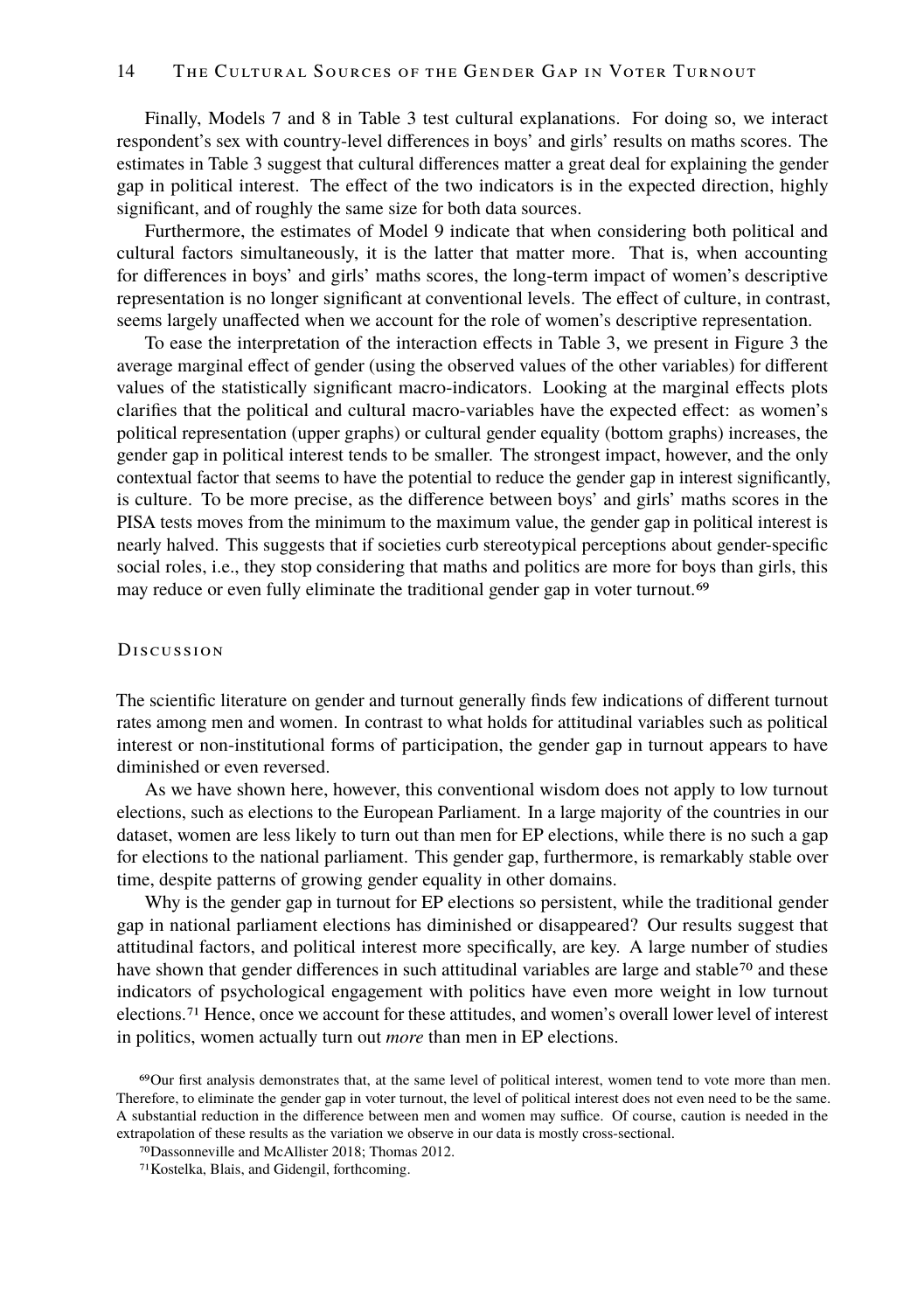Finally, Models 7 and 8 in Table 3 test cultural explanations. For doing so, we interact respondent's sex with country-level differences in boys' and girls' results on maths scores. The estimates in Table 3 suggest that cultural differences matter a great deal for explaining the gender gap in political interest. The effect of the two indicators is in the expected direction, highly significant, and of roughly the same size for both data sources.

Furthermore, the estimates of Model 9 indicate that when considering both political and cultural factors simultaneously, it is the latter that matter more. That is, when accounting for differences in boys' and girls' maths scores, the long-term impact of women's descriptive representation is no longer significant at conventional levels. The effect of culture, in contrast, seems largely unaffected when we account for the role of women's descriptive representation.

To ease the interpretation of the interaction effects in Table 3, we present in Figure 3 the average marginal effect of gender (using the observed values of the other variables) for different values of the statistically significant macro-indicators. Looking at the marginal effects plots clarifies that the political and cultural macro-variables have the expected effect: as women's political representation (upper graphs) or cultural gender equality (bottom graphs) increases, the gender gap in political interest tends to be smaller. The strongest impact, however, and the only contextual factor that seems to have the potential to reduce the gender gap in interest significantly, is culture. To be more precise, as the difference between boys' and girls' maths scores in the PISA tests moves from the minimum to the maximum value, the gender gap in political interest is nearly halved. This suggests that if societies curb stereotypical perceptions about gender-specific social roles, i.e., they stop considering that maths and politics are more for boys than girls, this may reduce or even fully eliminate the traditional gender gap in voter turnout.[69]

## Discussion

The scientific literature on gender and turnout generally finds few indications of different turnout rates among men and women. In contrast to what holds for attitudinal variables such as political interest or non-institutional forms of participation, the gender gap in turnout appears to have diminished or even reversed.

As we have shown here, however, this conventional wisdom does not apply to low turnout elections, such as elections to the European Parliament. In a large majority of the countries in our dataset, women are less likely to turn out than men for EP elections, while there is no such a gap for elections to the national parliament. This gender gap, furthermore, is remarkably stable over time, despite patterns of growing gender equality in other domains.

Why is the gender gap in turnout for EP elections so persistent, while the traditional gender gap in national parliament elections has diminished or disappeared? Our results suggest that attitudinal factors, and political interest more specifically, are key. A large number of studies have shown that gender differences in such attitudinal variables are large and stable[70] and these indicators of psychological engagement with politics have even more weight in low turnout elections.[71] Hence, once we account for these attitudes, and women's overall lower level of interest in politics, women actually turn out *more* than men in EP elections.

[69] Our first analysis demonstrates that, at the same level of political interest, women tend to vote more than men. Therefore, to eliminate the gender gap in voter turnout, the level of political interest does not even need to be the same. A substantial reduction in the difference between men and women may suffice. Of course, caution is needed in the extrapolation of these results as the variation we observe in our data is mostly cross-sectional.

[70] Dassonneville and McAllister 2018; Thomas 2012.

[71] Kostelka, Blais, and Gidengil, forthcoming.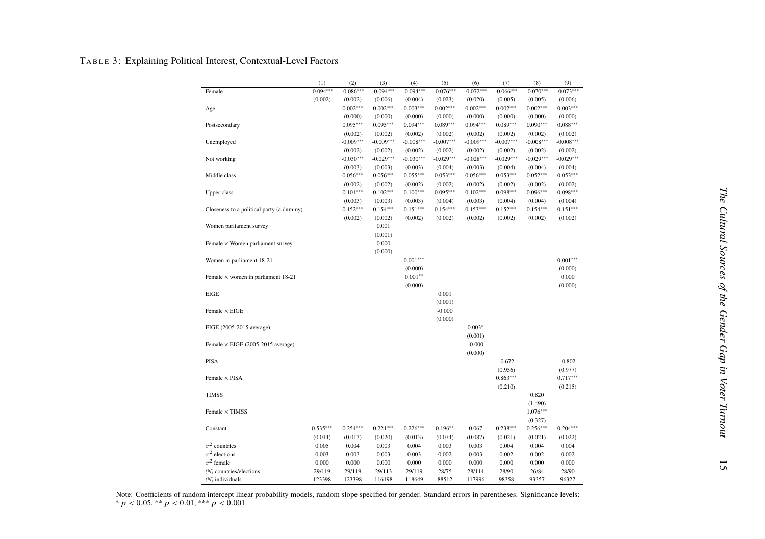Table 3: Explaining Political Interest, Contextual-Level Factors

| | (1) | (2) | (3) | (4) | (5) | (6) | (7) | (8) | (9) |
|---|---|---|---|---|---|---|---|---|---|
| Female | -0.094*** | -0.086*** | -0.094*** | -0.094*** | -0.076*** | -0.072*** | -0.066*** | -0.070*** | -0.073*** |
| | (0.002) | (0.002) | (0.006) | (0.004) | (0.023) | (0.020) | (0.005) | (0.005) | (0.006) |
| Age | | 0.002*** | 0.002*** | 0.003*** | 0.002*** | 0.002*** | 0.002*** | 0.002*** | 0.003*** |
| | | (0.000) | (0.000) | (0.000) | (0.000) | (0.000) | (0.000) | (0.000) | (0.000) |
| Postsecondary | | 0.095*** | 0.095*** | 0.094*** | 0.089*** | 0.094*** | 0.089*** | 0.090*** | 0.088*** |
| | | (0.002) | (0.002) | (0.002) | (0.002) | (0.002) | (0.002) | (0.002) | (0.002) |
| Unemployed | | -0.009*** | -0.009*** | -0.008*** | -0.007*** | -0.009*** | -0.007*** | -0.008*** | -0.008*** |
| | | (0.002) | (0.002) | (0.002) | (0.002) | (0.002) | (0.002) | (0.002) | (0.002) |
| Not working | | -0.030*** | -0.029*** | -0.030*** | -0.029*** | -0.028*** | -0.029*** | -0.029*** | -0.029*** |
| | | (0.003) | (0.003) | (0.003) | (0.004) | (0.003) | (0.004) | (0.004) | (0.004) |
| Middle class | | 0.056*** | 0.056*** | 0.055*** | 0.053*** | 0.056*** | 0.053*** | 0.052*** | 0.053*** |
| | | (0.002) | (0.002) | (0.002) | (0.002) | (0.002) | (0.002) | (0.002) | (0.002) |
| Upper class | | 0.101*** | 0.102*** | 0.100*** | 0.095*** | 0.102*** | 0.098*** | 0.096*** | 0.098*** |
| | | (0.003) | (0.003) | (0.003) | (0.004) | (0.003) | (0.004) | (0.004) | (0.004) |
| Closeness to a political party (a dummy) | | 0.152*** | 0.154*** | 0.151*** | 0.154*** | 0.153*** | 0.152*** | 0.154*** | 0.151*** |
| | | (0.002) | (0.002) | (0.002) | (0.002) | (0.002) | (0.002) | (0.002) | (0.002) |
| Women parliament survey | | | 0.001 | | | | | | |
| | | | (0.001) | | | | | | |
| Female × Women parliament survey | | | 0.000 | | | | | | |
| | | | (0.000) | | | | | | |
| Women in parliament 18-21 | | | | 0.001*** | | | | | 0.001*** |
| | | | | (0.000) | | | | | (0.000) |
| Female × women in parliament 18-21 | | | | 0.001** | | | | | 0.000 |
| | | | | (0.000) | | | | | (0.000) |
| EIGE | | | | | 0.001 | | | | |
| | | | | | (0.001) | | | | |
| Female × EIGE | | | | | -0.000 | | | | |
| | | | | | (0.000) | | | | |
| EIGE (2005-2015 average) | | | | | | 0.003* | | | |
| | | | | | | (0.001) | | | |
| Female × EIGE (2005-2015 average) | | | | | | -0.000 | | | |
| | | | | | | (0.000) | | | |
| PISA | | | | | | | -0.672 | | -0.802 |
| | | | | | | | (0.956) | | (0.977) |
| Female × PISA | | | | | | | 0.863*** | | 0.717*** |
| | | | | | | | (0.210) | | (0.215) |
| TIMSS | | | | | | | | 0.820 | |
| | | | | | | | | (1.490) | |
| Female × TIMSS | | | | | | | | 1.076*** | |
| | | | | | | | | (0.327) | |
| Constant | 0.535*** | 0.254*** | 0.221*** | 0.226*** | 0.196** | 0.067 | 0.238*** | 0.256*** | 0.204*** |
| | (0.014) | (0.013) | (0.020) | (0.013) | (0.074) | (0.087) | (0.021) | (0.021) | (0.022) |
| $\sigma^2$ countries | 0.005 | 0.004 | 0.003 | 0.004 | 0.003 | 0.003 | 0.004 | 0.004 | 0.004 |
| $\sigma^2$ elections | 0.003 | 0.003 | 0.003 | 0.003 | 0.002 | 0.003 | 0.002 | 0.002 | 0.002 |
| $\sigma^2$ female | 0.000 | 0.000 | 0.000 | 0.000 | 0.000 | 0.000 | 0.000 | 0.000 | 0.000 |
| *(N)* countries/elections | 29/119 | 29/119 | 29/113 | 29/119 | 28/75 | 28/114 | 28/90 | 26/84 | 28/90 |
| *(N)* individuals | 123398 | 123398 | 116198 | 118649 | 88512 | 117996 | 98358 | 93357 | 96327 |

Note: Coefficients of random intercept linear probability models, random slope specified for gender. Standard errors in parentheses. Significance levels: * $p < 0.05$, ** $p < 0.01$, *** $p < 0.001$.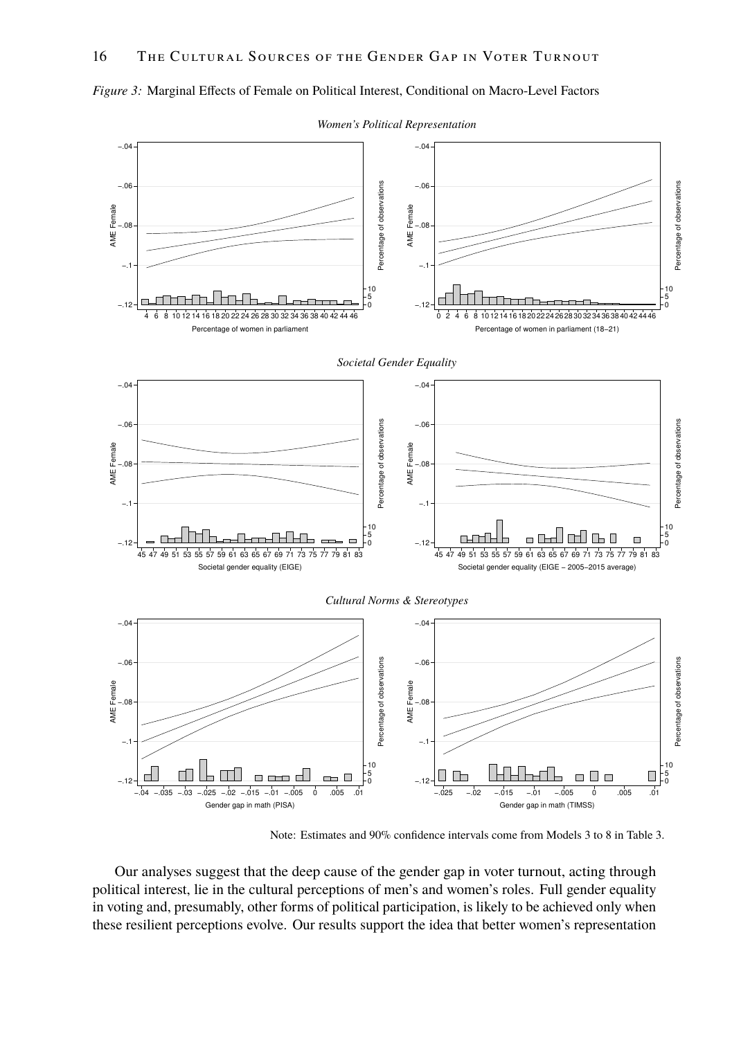*Figure 3:* Marginal Effects of Female on Political Interest, Conditional on Macro-Level Factors

*Women's Political Representation*

*Societal Gender Equality*

*Cultural Norms & Stereotypes*

Note: Estimates and 90% confidence intervals come from Models 3 to 8 in Table 3.

Our analyses suggest that the deep cause of the gender gap in voter turnout, acting through political interest, lie in the cultural perceptions of men's and women's roles. Full gender equality in voting and, presumably, other forms of political participation, is likely to be achieved only when these resilient perceptions evolve. Our results support the idea that better women's representation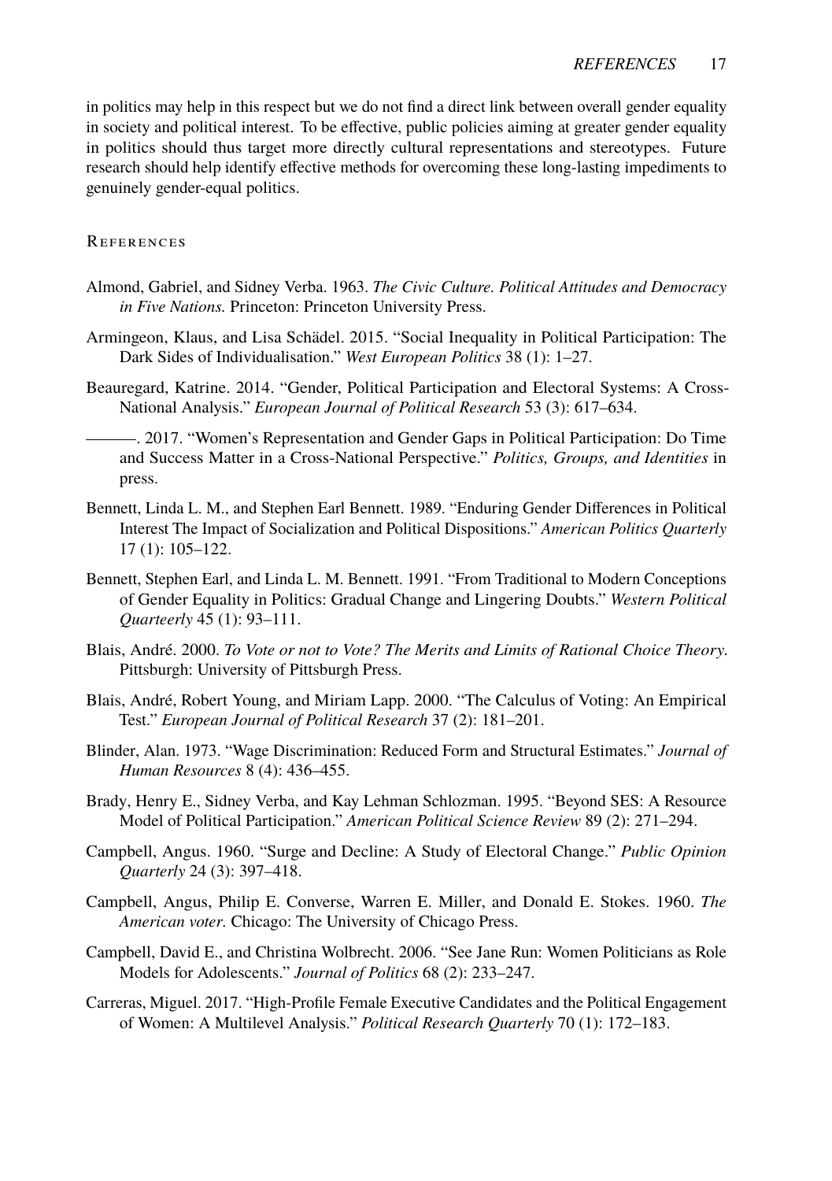in politics may help in this respect but we do not find a direct link between overall gender equality in society and political interest. To be effective, public policies aiming at greater gender equality in politics should thus target more directly cultural representations and stereotypes. Future research should help identify effective methods for overcoming these long-lasting impediments to genuinely gender-equal politics.

## References

Almond, Gabriel, and Sidney Verba. 1963. *The Civic Culture. Political Attitudes and Democracy in Five Nations.* Princeton: Princeton University Press.

Armingeon, Klaus, and Lisa Schädel. 2015. "Social Inequality in Political Participation: The Dark Sides of Individualisation." *West European Politics* 38 (1): 1–27.

Beauregard, Katrine. 2014. "Gender, Political Participation and Electoral Systems: A Cross-National Analysis." *European Journal of Political Research* 53 (3): 617–634.

———. 2017. "Women's Representation and Gender Gaps in Political Participation: Do Time and Success Matter in a Cross-National Perspective." *Politics, Groups, and Identities* in press.

Bennett, Linda L. M., and Stephen Earl Bennett. 1989. "Enduring Gender Differences in Political Interest The Impact of Socialization and Political Dispositions." *American Politics Quarterly* 17 (1): 105–122.

Bennett, Stephen Earl, and Linda L. M. Bennett. 1991. "From Traditional to Modern Conceptions of Gender Equality in Politics: Gradual Change and Lingering Doubts." *Western Political Quarteerly* 45 (1): 93–111.

Blais, André. 2000. *To Vote or not to Vote? The Merits and Limits of Rational Choice Theory.* Pittsburgh: University of Pittsburgh Press.

Blais, André, Robert Young, and Miriam Lapp. 2000. "The Calculus of Voting: An Empirical Test." *European Journal of Political Research* 37 (2): 181–201.

Blinder, Alan. 1973. "Wage Discrimination: Reduced Form and Structural Estimates." *Journal of Human Resources* 8 (4): 436–455.

Brady, Henry E., Sidney Verba, and Kay Lehman Schlozman. 1995. "Beyond SES: A Resource Model of Political Participation." *American Political Science Review* 89 (2): 271–294.

Campbell, Angus. 1960. "Surge and Decline: A Study of Electoral Change." *Public Opinion Quarterly* 24 (3): 397–418.

Campbell, Angus, Philip E. Converse, Warren E. Miller, and Donald E. Stokes. 1960. *The American voter.* Chicago: The University of Chicago Press.

Campbell, David E., and Christina Wolbrecht. 2006. "See Jane Run: Women Politicians as Role Models for Adolescents." *Journal of Politics* 68 (2): 233–247.

Carreras, Miguel. 2017. "High-Profile Female Executive Candidates and the Political Engagement of Women: A Multilevel Analysis." *Political Research Quarterly* 70 (1): 172–183.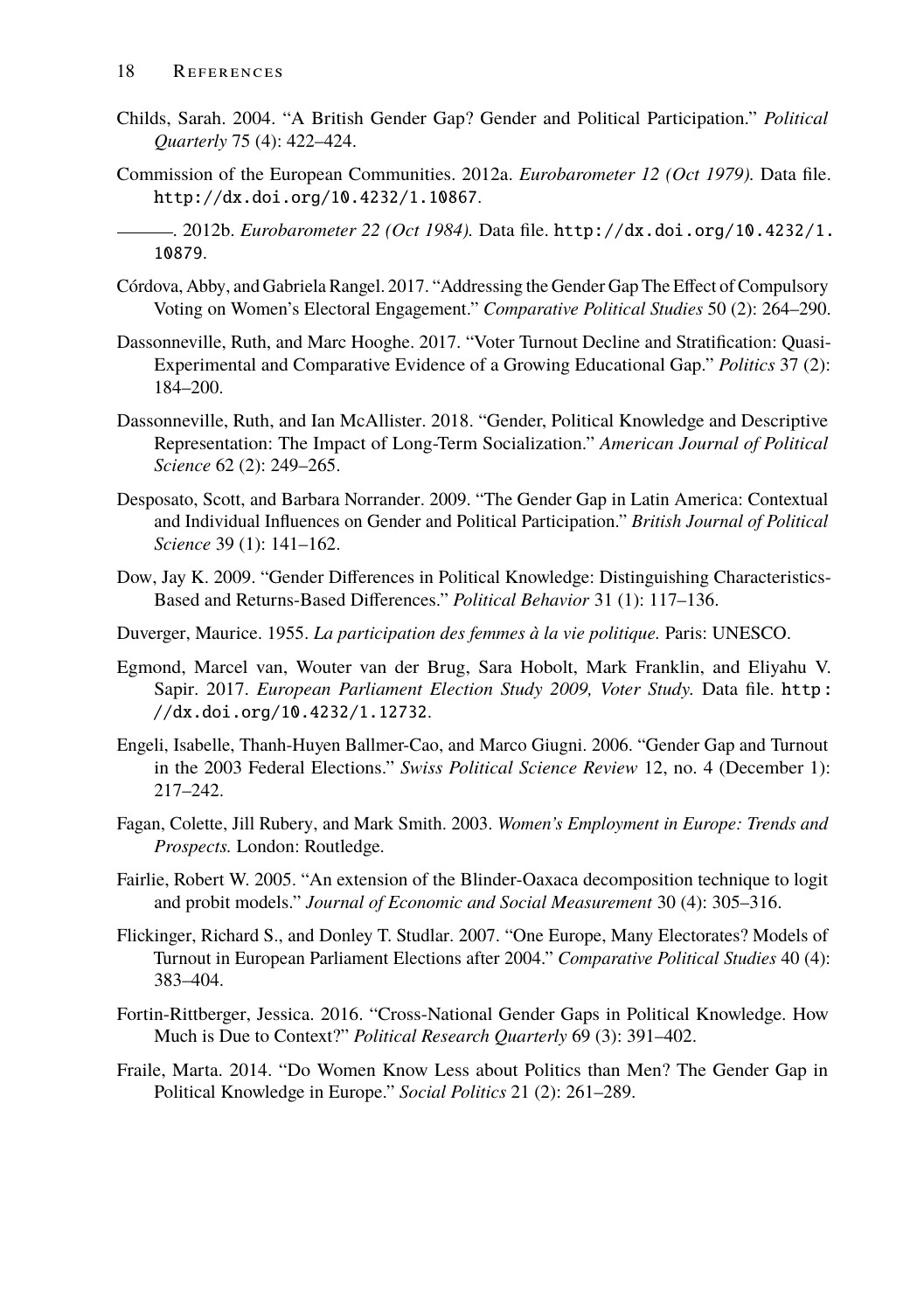Childs, Sarah. 2004. "A British Gender Gap? Gender and Political Participation." *Political Quarterly* 75 (4): 422–424.

Commission of the European Communities. 2012a. *Eurobarometer 12 (Oct 1979).* Data file. http://dx.doi.org/10.4232/1.10867.

———. 2012b. *Eurobarometer 22 (Oct 1984).* Data file. http://dx.doi.org/10.4232/1.10879.

Córdova, Abby, and Gabriela Rangel. 2017. "Addressing the Gender Gap The Effect of Compulsory Voting on Women's Electoral Engagement." *Comparative Political Studies* 50 (2): 264–290.

Dassonneville, Ruth, and Marc Hooghe. 2017. "Voter Turnout Decline and Stratification: Quasi-Experimental and Comparative Evidence of a Growing Educational Gap." *Politics* 37 (2): 184–200.

Dassonneville, Ruth, and Ian McAllister. 2018. "Gender, Political Knowledge and Descriptive Representation: The Impact of Long-Term Socialization." *American Journal of Political Science* 62 (2): 249–265.

Desposato, Scott, and Barbara Norrander. 2009. "The Gender Gap in Latin America: Contextual and Individual Influences on Gender and Political Participation." *British Journal of Political Science* 39 (1): 141–162.

Dow, Jay K. 2009. "Gender Differences in Political Knowledge: Distinguishing Characteristics-Based and Returns-Based Differences." *Political Behavior* 31 (1): 117–136.

Duverger, Maurice. 1955. *La participation des femmes à la vie politique.* Paris: UNESCO.

Egmond, Marcel van, Wouter van der Brug, Sara Hobolt, Mark Franklin, and Eliyahu V. Sapir. 2017. *European Parliament Election Study 2009, Voter Study.* Data file. http://dx.doi.org/10.4232/1.12732.

Engeli, Isabelle, Thanh-Huyen Ballmer-Cao, and Marco Giugni. 2006. "Gender Gap and Turnout in the 2003 Federal Elections." *Swiss Political Science Review* 12, no. 4 (December 1): 217–242.

Fagan, Colette, Jill Rubery, and Mark Smith. 2003. *Women's Employment in Europe: Trends and Prospects.* London: Routledge.

Fairlie, Robert W. 2005. "An extension of the Blinder-Oaxaca decomposition technique to logit and probit models." *Journal of Economic and Social Measurement* 30 (4): 305–316.

Flickinger, Richard S., and Donley T. Studlar. 2007. "One Europe, Many Electorates? Models of Turnout in European Parliament Elections after 2004." *Comparative Political Studies* 40 (4): 383–404.

Fortin-Rittberger, Jessica. 2016. "Cross-National Gender Gaps in Political Knowledge. How Much is Due to Context?" *Political Research Quarterly* 69 (3): 391–402.

Fraile, Marta. 2014. "Do Women Know Less about Politics than Men? The Gender Gap in Political Knowledge in Europe." *Social Politics* 21 (2): 261–289.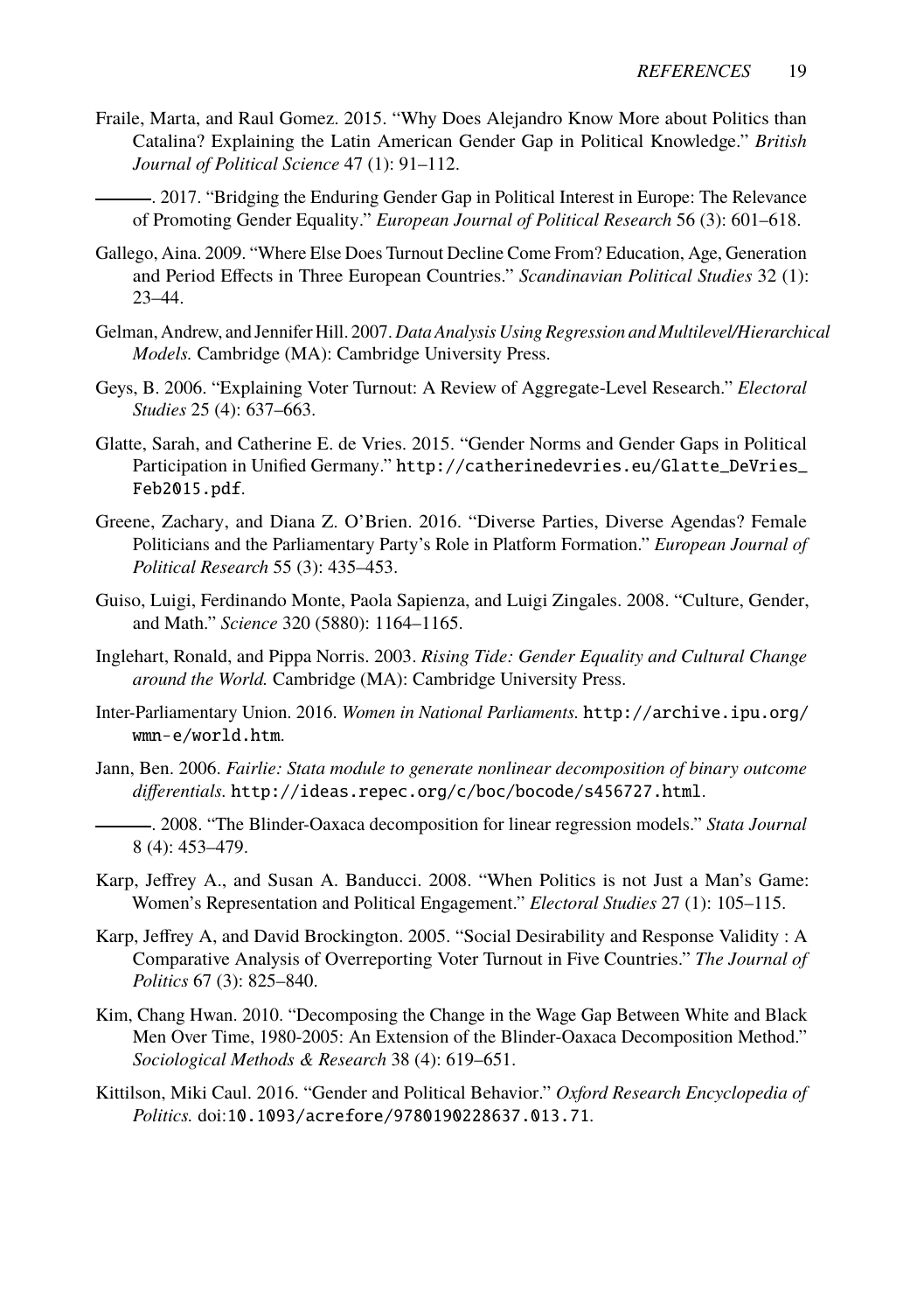Fraile, Marta, and Raul Gomez. 2015. "Why Does Alejandro Know More about Politics than Catalina? Explaining the Latin American Gender Gap in Political Knowledge." *British Journal of Political Science* 47 (1): 91–112.

———. 2017. "Bridging the Enduring Gender Gap in Political Interest in Europe: The Relevance of Promoting Gender Equality." *European Journal of Political Research* 56 (3): 601–618.

Gallego, Aina. 2009. "Where Else Does Turnout Decline Come From? Education, Age, Generation and Period Effects in Three European Countries." *Scandinavian Political Studies* 32 (1): 23–44.

Gelman, Andrew, and Jennifer Hill. 2007. *Data Analysis Using Regression and Multilevel/Hierarchical Models.* Cambridge (MA): Cambridge University Press.

Geys, B. 2006. "Explaining Voter Turnout: A Review of Aggregate-Level Research." *Electoral Studies* 25 (4): 637–663.

Glatte, Sarah, and Catherine E. de Vries. 2015. "Gender Norms and Gender Gaps in Political Participation in Unified Germany." http://catherinedevries.eu/Glatte_DeVries_Feb2015.pdf.

Greene, Zachary, and Diana Z. O'Brien. 2016. "Diverse Parties, Diverse Agendas? Female Politicians and the Parliamentary Party's Role in Platform Formation." *European Journal of Political Research* 55 (3): 435–453.

Guiso, Luigi, Ferdinando Monte, Paola Sapienza, and Luigi Zingales. 2008. "Culture, Gender, and Math." *Science* 320 (5880): 1164–1165.

Inglehart, Ronald, and Pippa Norris. 2003. *Rising Tide: Gender Equality and Cultural Change around the World.* Cambridge (MA): Cambridge University Press.

Inter-Parliamentary Union. 2016. *Women in National Parliaments.* http://archive.ipu.org/wmn-e/world.htm.

Jann, Ben. 2006. *Fairlie: Stata module to generate nonlinear decomposition of binary outcome differentials.* http://ideas.repec.org/c/boc/bocode/s456727.html.

———. 2008. "The Blinder-Oaxaca decomposition for linear regression models." *Stata Journal* 8 (4): 453–479.

Karp, Jeffrey A., and Susan A. Banducci. 2008. "When Politics is not Just a Man's Game: Women's Representation and Political Engagement." *Electoral Studies* 27 (1): 105–115.

Karp, Jeffrey A, and David Brockington. 2005. "Social Desirability and Response Validity : A Comparative Analysis of Overreporting Voter Turnout in Five Countries." *The Journal of Politics* 67 (3): 825–840.

Kim, Chang Hwan. 2010. "Decomposing the Change in the Wage Gap Between White and Black Men Over Time, 1980-2005: An Extension of the Blinder-Oaxaca Decomposition Method." *Sociological Methods & Research* 38 (4): 619–651.

Kittilson, Miki Caul. 2016. "Gender and Political Behavior." *Oxford Research Encyclopedia of Politics.* doi:10.1093/acrefore/9780190228637.013.71.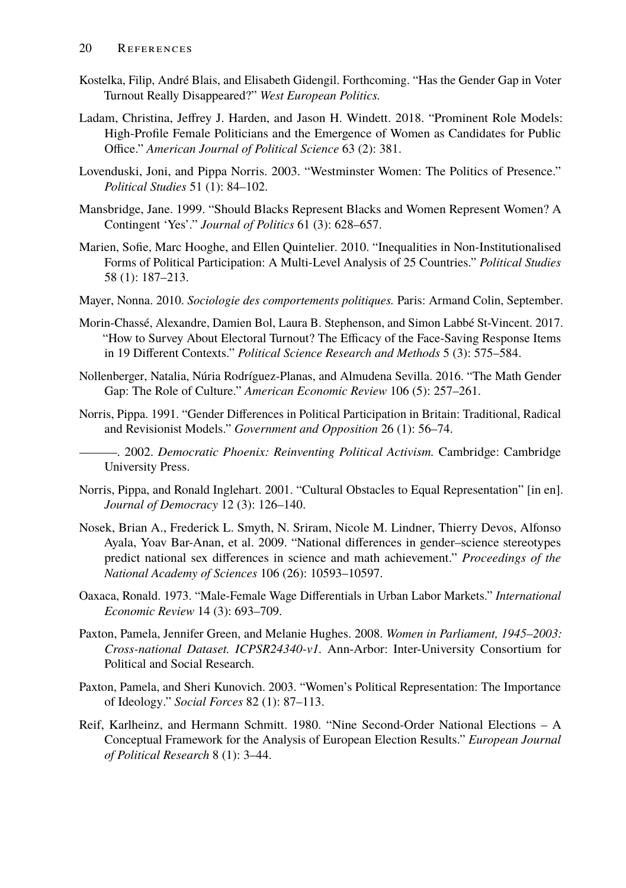Kostelka, Filip, André Blais, and Elisabeth Gidengil. Forthcoming. "Has the Gender Gap in Voter Turnout Really Disappeared?" *West European Politics.*

Ladam, Christina, Jeffrey J. Harden, and Jason H. Windett. 2018. "Prominent Role Models: High-Profile Female Politicians and the Emergence of Women as Candidates for Public Office." *American Journal of Political Science* 63 (2): 381.

Lovenduski, Joni, and Pippa Norris. 2003. "Westminster Women: The Politics of Presence." *Political Studies* 51 (1): 84–102.

Mansbridge, Jane. 1999. "Should Blacks Represent Blacks and Women Represent Women? A Contingent 'Yes'." *Journal of Politics* 61 (3): 628–657.

Marien, Sofie, Marc Hooghe, and Ellen Quintelier. 2010. "Inequalities in Non-Institutionalised Forms of Political Participation: A Multi-Level Analysis of 25 Countries." *Political Studies* 58 (1): 187–213.

Mayer, Nonna. 2010. *Sociologie des comportements politiques.* Paris: Armand Colin, September.

Morin-Chassé, Alexandre, Damien Bol, Laura B. Stephenson, and Simon Labbé St-Vincent. 2017. "How to Survey About Electoral Turnout? The Efficacy of the Face-Saving Response Items in 19 Different Contexts." *Political Science Research and Methods* 5 (3): 575–584.

Nollenberger, Natalia, Núria Rodríguez-Planas, and Almudena Sevilla. 2016. "The Math Gender Gap: The Role of Culture." *American Economic Review* 106 (5): 257–261.

Norris, Pippa. 1991. "Gender Differences in Political Participation in Britain: Traditional, Radical and Revisionist Models." *Government and Opposition* 26 (1): 56–74.

———. 2002. *Democratic Phoenix: Reinventing Political Activism.* Cambridge: Cambridge University Press.

Norris, Pippa, and Ronald Inglehart. 2001. "Cultural Obstacles to Equal Representation" [in en]. *Journal of Democracy* 12 (3): 126–140.

Nosek, Brian A., Frederick L. Smyth, N. Sriram, Nicole M. Lindner, Thierry Devos, Alfonso Ayala, Yoav Bar-Anan, et al. 2009. "National differences in gender–science stereotypes predict national sex differences in science and math achievement." *Proceedings of the National Academy of Sciences* 106 (26): 10593–10597.

Oaxaca, Ronald. 1973. "Male-Female Wage Differentials in Urban Labor Markets." *International Economic Review* 14 (3): 693–709.

Paxton, Pamela, Jennifer Green, and Melanie Hughes. 2008. *Women in Parliament, 1945–2003: Cross-national Dataset. ICPSR24340-v1.* Ann-Arbor: Inter-University Consortium for Political and Social Research.

Paxton, Pamela, and Sheri Kunovich. 2003. "Women's Political Representation: The Importance of Ideology." *Social Forces* 82 (1): 87–113.

Reif, Karlheinz, and Hermann Schmitt. 1980. "Nine Second-Order National Elections – A Conceptual Framework for the Analysis of European Election Results." *European Journal of Political Research* 8 (1): 3–44.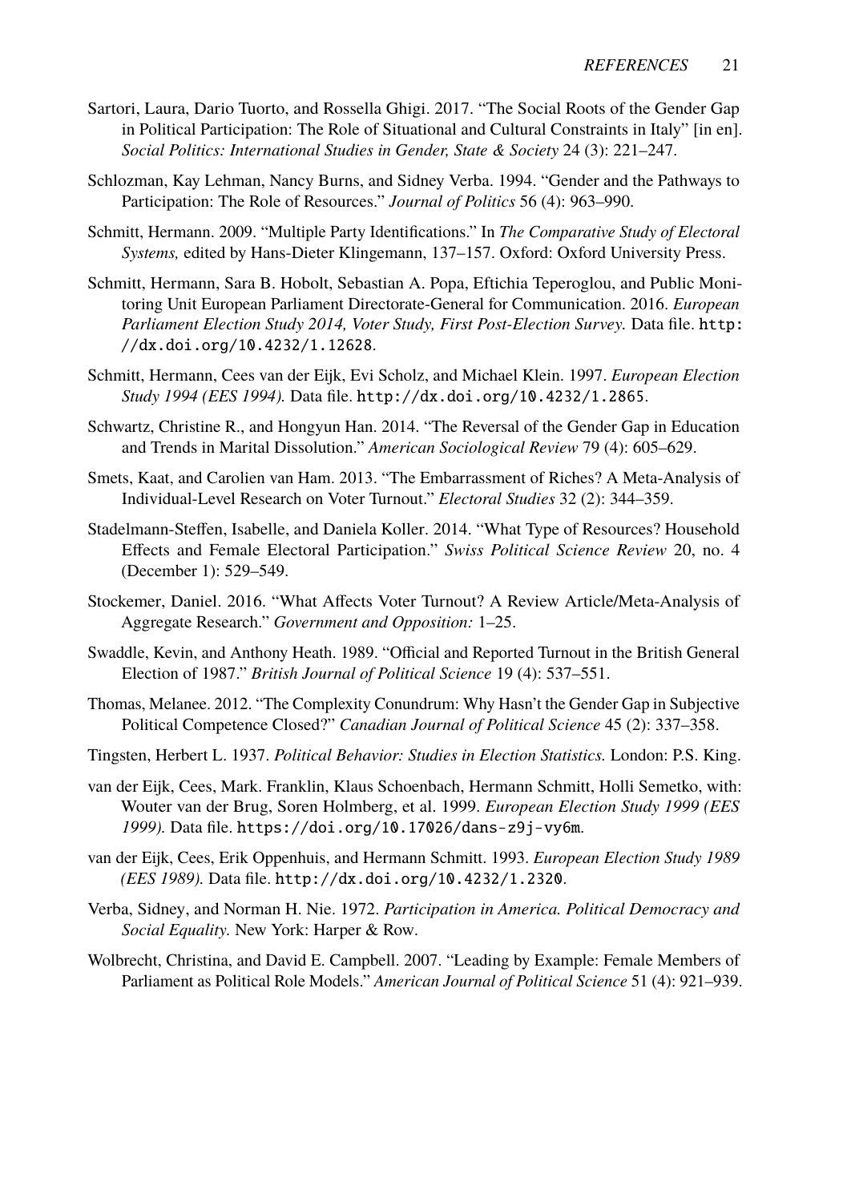Sartori, Laura, Dario Tuorto, and Rossella Ghigi. 2017. "The Social Roots of the Gender Gap in Political Participation: The Role of Situational and Cultural Constraints in Italy" [in en]. *Social Politics: International Studies in Gender, State & Society* 24 (3): 221–247.

Schlozman, Kay Lehman, Nancy Burns, and Sidney Verba. 1994. "Gender and the Pathways to Participation: The Role of Resources." *Journal of Politics* 56 (4): 963–990.

Schmitt, Hermann. 2009. "Multiple Party Identifications." In *The Comparative Study of Electoral Systems,* edited by Hans-Dieter Klingemann, 137–157. Oxford: Oxford University Press.

Schmitt, Hermann, Sara B. Hobolt, Sebastian A. Popa, Eftichia Teperoglou, and Public Monitoring Unit European Parliament Directorate-General for Communication. 2016. *European Parliament Election Study 2014, Voter Study, First Post-Election Survey.* Data file. `http://dx.doi.org/10.4232/1.12628`.

Schmitt, Hermann, Cees van der Eijk, Evi Scholz, and Michael Klein. 1997. *European Election Study 1994 (EES 1994).* Data file. `http://dx.doi.org/10.4232/1.2865`.

Schwartz, Christine R., and Hongyun Han. 2014. "The Reversal of the Gender Gap in Education and Trends in Marital Dissolution." *American Sociological Review* 79 (4): 605–629.

Smets, Kaat, and Carolien van Ham. 2013. "The Embarrassment of Riches? A Meta-Analysis of Individual-Level Research on Voter Turnout." *Electoral Studies* 32 (2): 344–359.

Stadelmann-Steffen, Isabelle, and Daniela Koller. 2014. "What Type of Resources? Household Effects and Female Electoral Participation." *Swiss Political Science Review* 20, no. 4 (December 1): 529–549.

Stockemer, Daniel. 2016. "What Affects Voter Turnout? A Review Article/Meta-Analysis of Aggregate Research." *Government and Opposition:* 1–25.

Swaddle, Kevin, and Anthony Heath. 1989. "Official and Reported Turnout in the British General Election of 1987." *British Journal of Political Science* 19 (4): 537–551.

Thomas, Melanee. 2012. "The Complexity Conundrum: Why Hasn't the Gender Gap in Subjective Political Competence Closed?" *Canadian Journal of Political Science* 45 (2): 337–358.

Tingsten, Herbert L. 1937. *Political Behavior: Studies in Election Statistics.* London: P.S. King.

van der Eijk, Cees, Mark. Franklin, Klaus Schoenbach, Hermann Schmitt, Holli Semetko, with: Wouter van der Brug, Soren Holmberg, et al. 1999. *European Election Study 1999 (EES 1999).* Data file. `https://doi.org/10.17026/dans-z9j-vy6m`.

van der Eijk, Cees, Erik Oppenhuis, and Hermann Schmitt. 1993. *European Election Study 1989 (EES 1989).* Data file. `http://dx.doi.org/10.4232/1.2320`.

Verba, Sidney, and Norman H. Nie. 1972. *Participation in America. Political Democracy and Social Equality.* New York: Harper & Row.

Wolbrecht, Christina, and David E. Campbell. 2007. "Leading by Example: Female Members of Parliament as Political Role Models." *American Journal of Political Science* 51 (4): 921–939.